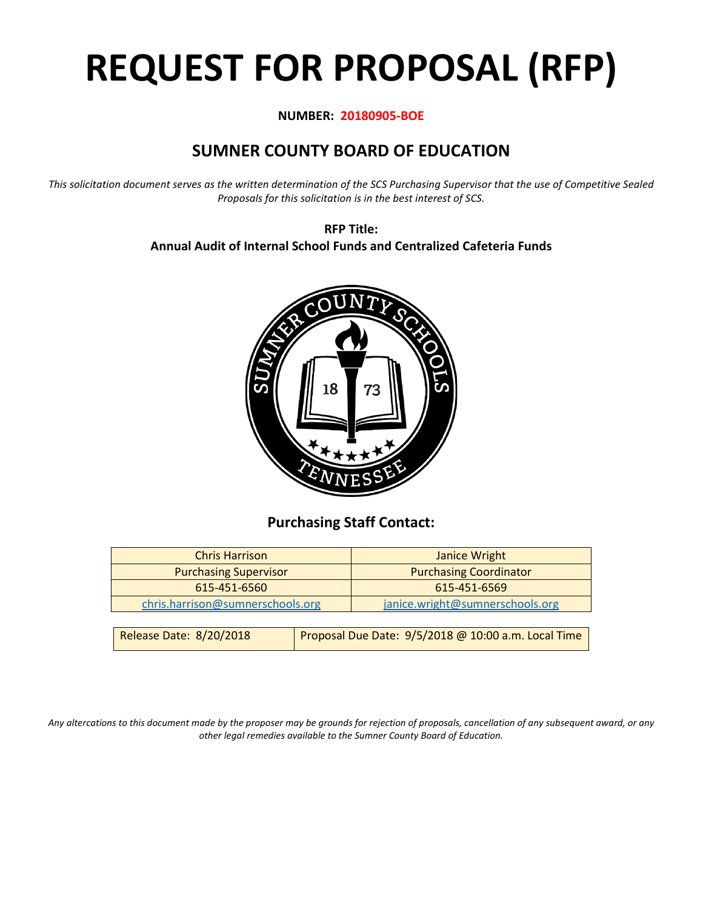# REQUEST FOR PROPOSAL (RFP)

**NUMBER: 20180905-BOE**

## SUMNER COUNTY BOARD OF EDUCATION

*This solicitation document serves as the written determination of the SCS Purchasing Supervisor that the use of Competitive Sealed Proposals for this solicitation is in the best interest of SCS.*

**RFP Title:**
**Annual Audit of Internal School Funds and Centralized Cafeteria Funds**

### Purchasing Staff Contact:

| Chris Harrison | Janice Wright |
|---|---|
| Purchasing Supervisor | Purchasing Coordinator |
| 615-451-6560 | 615-451-6569 |
| chris.harrison@sumnerschools.org | janice.wright@sumnerschools.org |

| Release Date: 8/20/2018 | Proposal Due Date: 9/5/2018 @ 10:00 a.m. Local Time |
|---|---|

*Any altercations to this document made by the proposer may be grounds for rejection of proposals, cancellation of any subsequent award, or any other legal remedies available to the Sumner County Board of Education.*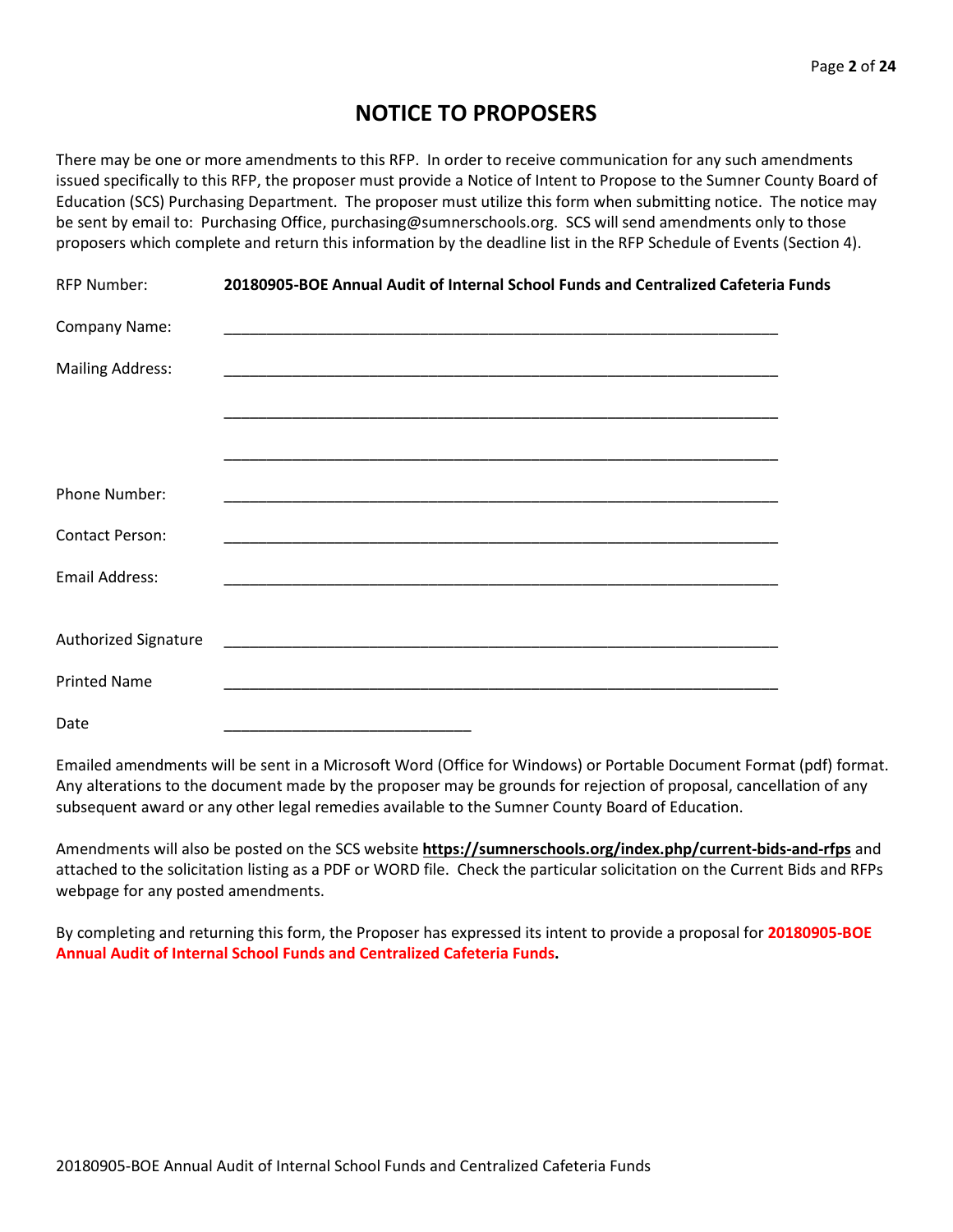# NOTICE TO PROPOSERS

There may be one or more amendments to this RFP. In order to receive communication for any such amendments issued specifically to this RFP, the proposer must provide a Notice of Intent to Propose to the Sumner County Board of Education (SCS) Purchasing Department. The proposer must utilize this form when submitting notice. The notice may be sent by email to: Purchasing Office, purchasing@sumnerschools.org. SCS will send amendments only to those proposers which complete and return this information by the deadline list in the RFP Schedule of Events (Section 4).

RFP Number: **20180905-BOE Annual Audit of Internal School Funds and Centralized Cafeteria Funds**

Company Name: ____________________________________________________________

Mailing Address: ____________________________________________________________

____________________________________________________________

____________________________________________________________

Phone Number: ____________________________________________________________

Contact Person: ____________________________________________________________

Email Address: ____________________________________________________________

Authorized Signature ____________________________________________________________

Printed Name ____________________________________________________________

Date ____________________________

Emailed amendments will be sent in a Microsoft Word (Office for Windows) or Portable Document Format (pdf) format. Any alterations to the document made by the proposer may be grounds for rejection of proposal, cancellation of any subsequent award or any other legal remedies available to the Sumner County Board of Education.

Amendments will also be posted on the SCS website **https://sumnerschools.org/index.php/current-bids-and-rfps** and attached to the solicitation listing as a PDF or WORD file. Check the particular solicitation on the Current Bids and RFPs webpage for any posted amendments.

By completing and returning this form, the Proposer has expressed its intent to provide a proposal for **20180905-BOE Annual Audit of Internal School Funds and Centralized Cafeteria Funds.**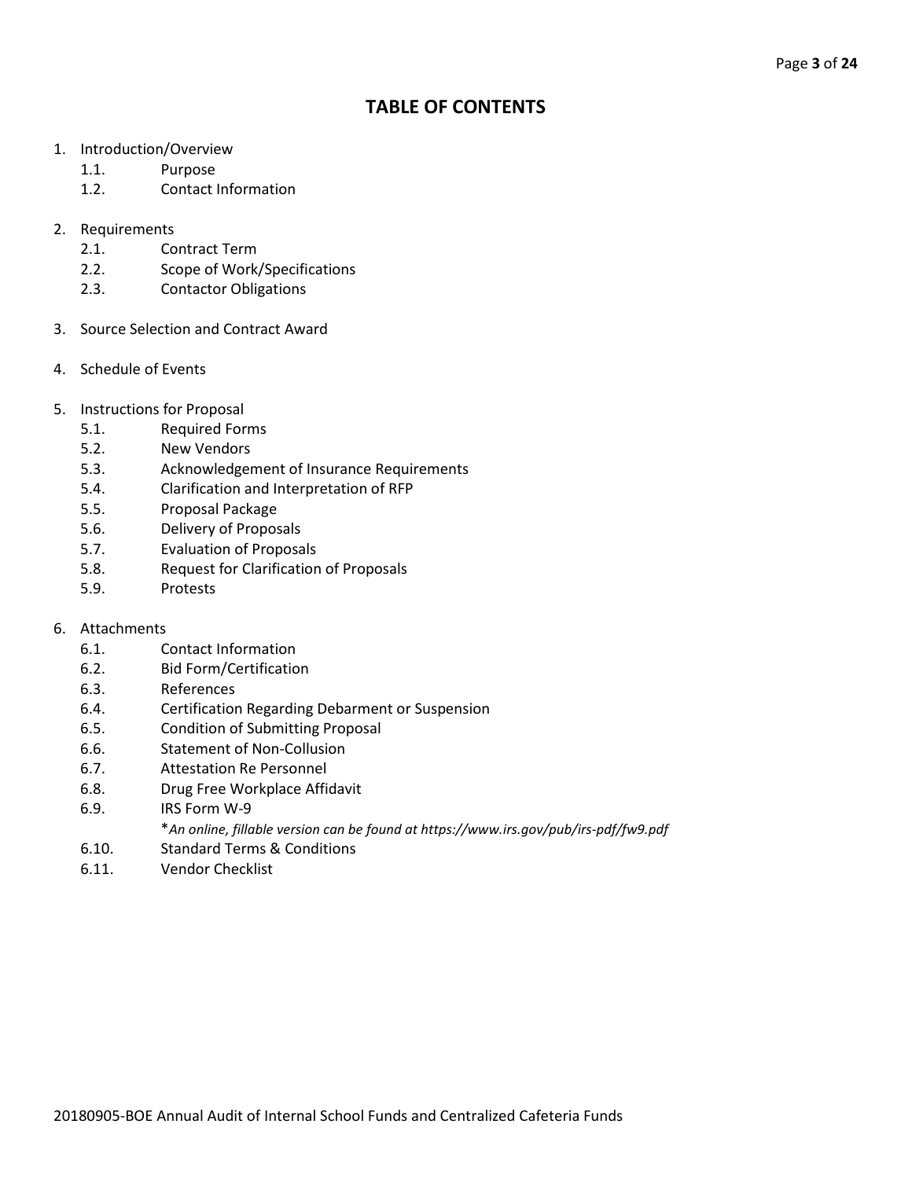# TABLE OF CONTENTS

1. Introduction/Overview
   - 1.1. Purpose
   - 1.2. Contact Information
2. Requirements
   - 2.1. Contract Term
   - 2.2. Scope of Work/Specifications
   - 2.3. Contactor Obligations
3. Source Selection and Contract Award
4. Schedule of Events
5. Instructions for Proposal
   - 5.1. Required Forms
   - 5.2. New Vendors
   - 5.3. Acknowledgement of Insurance Requirements
   - 5.4. Clarification and Interpretation of RFP
   - 5.5. Proposal Package
   - 5.6. Delivery of Proposals
   - 5.7. Evaluation of Proposals
   - 5.8. Request for Clarification of Proposals
   - 5.9. Protests
6. Attachments
   - 6.1. Contact Information
   - 6.2. Bid Form/Certification
   - 6.3. References
   - 6.4. Certification Regarding Debarment or Suspension
   - 6.5. Condition of Submitting Proposal
   - 6.6. Statement of Non-Collusion
   - 6.7. Attestation Re Personnel
   - 6.8. Drug Free Workplace Affidavit
   - 6.9. IRS Form W-9
     
     **An online, fillable version can be found at https://www.irs.gov/pub/irs-pdf/fw9.pdf*
   - 6.10. Standard Terms & Conditions
   - 6.11. Vendor Checklist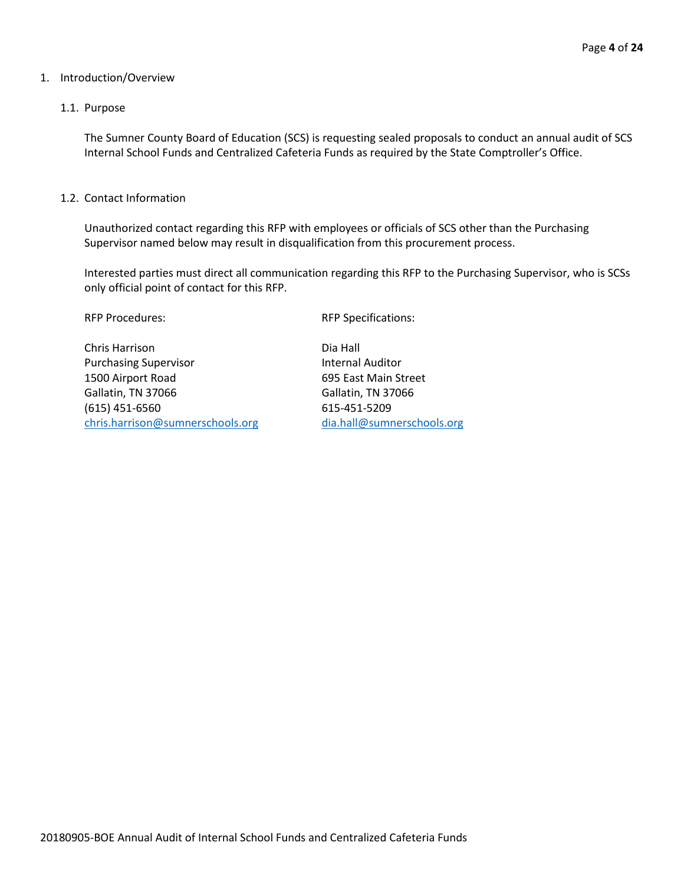# 1. Introduction/Overview

## 1.1. Purpose

The Sumner County Board of Education (SCS) is requesting sealed proposals to conduct an annual audit of SCS Internal School Funds and Centralized Cafeteria Funds as required by the State Comptroller's Office.

## 1.2. Contact Information

Unauthorized contact regarding this RFP with employees or officials of SCS other than the Purchasing Supervisor named below may result in disqualification from this procurement process.

Interested parties must direct all communication regarding this RFP to the Purchasing Supervisor, who is SCSs only official point of contact for this RFP.

RFP Procedures:

Chris Harrison
Purchasing Supervisor
1500 Airport Road
Gallatin, TN 37066
(615) 451-6560
chris.harrison@sumnerschools.org

RFP Specifications:

Dia Hall
Internal Auditor
695 East Main Street
Gallatin, TN 37066
615-451-5209
dia.hall@sumnerschools.org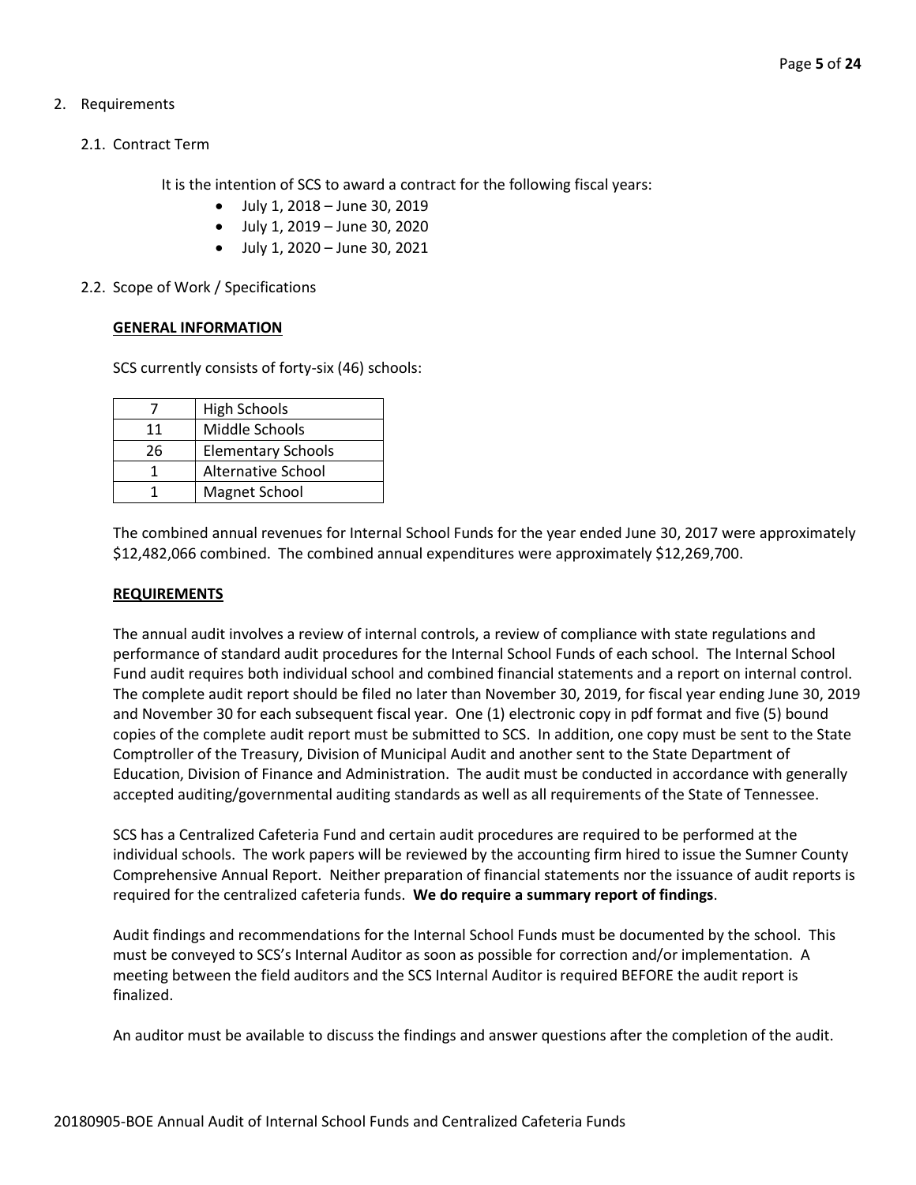## 2. Requirements

### 2.1. Contract Term

It is the intention of SCS to award a contract for the following fiscal years:

- July 1, 2018 – June 30, 2019
- July 1, 2019 – June 30, 2020
- July 1, 2020 – June 30, 2021

### 2.2. Scope of Work / Specifications

**GENERAL INFORMATION**

SCS currently consists of forty-six (46) schools:

| | |
|---|---|
| 7 | High Schools |
| 11 | Middle Schools |
| 26 | Elementary Schools |
| 1 | Alternative School |
| 1 | Magnet School |

The combined annual revenues for Internal School Funds for the year ended June 30, 2017 were approximately $12,482,066 combined. The combined annual expenditures were approximately $12,269,700.

**REQUIREMENTS**

The annual audit involves a review of internal controls, a review of compliance with state regulations and performance of standard audit procedures for the Internal School Funds of each school. The Internal School Fund audit requires both individual school and combined financial statements and a report on internal control. The complete audit report should be filed no later than November 30, 2019, for fiscal year ending June 30, 2019 and November 30 for each subsequent fiscal year. One (1) electronic copy in pdf format and five (5) bound copies of the complete audit report must be submitted to SCS. In addition, one copy must be sent to the State Comptroller of the Treasury, Division of Municipal Audit and another sent to the State Department of Education, Division of Finance and Administration. The audit must be conducted in accordance with generally accepted auditing/governmental auditing standards as well as all requirements of the State of Tennessee.

SCS has a Centralized Cafeteria Fund and certain audit procedures are required to be performed at the individual schools. The work papers will be reviewed by the accounting firm hired to issue the Sumner County Comprehensive Annual Report. Neither preparation of financial statements nor the issuance of audit reports is required for the centralized cafeteria funds. **We do require a summary report of findings**.

Audit findings and recommendations for the Internal School Funds must be documented by the school. This must be conveyed to SCS's Internal Auditor as soon as possible for correction and/or implementation. A meeting between the field auditors and the SCS Internal Auditor is required BEFORE the audit report is finalized.

An auditor must be available to discuss the findings and answer questions after the completion of the audit.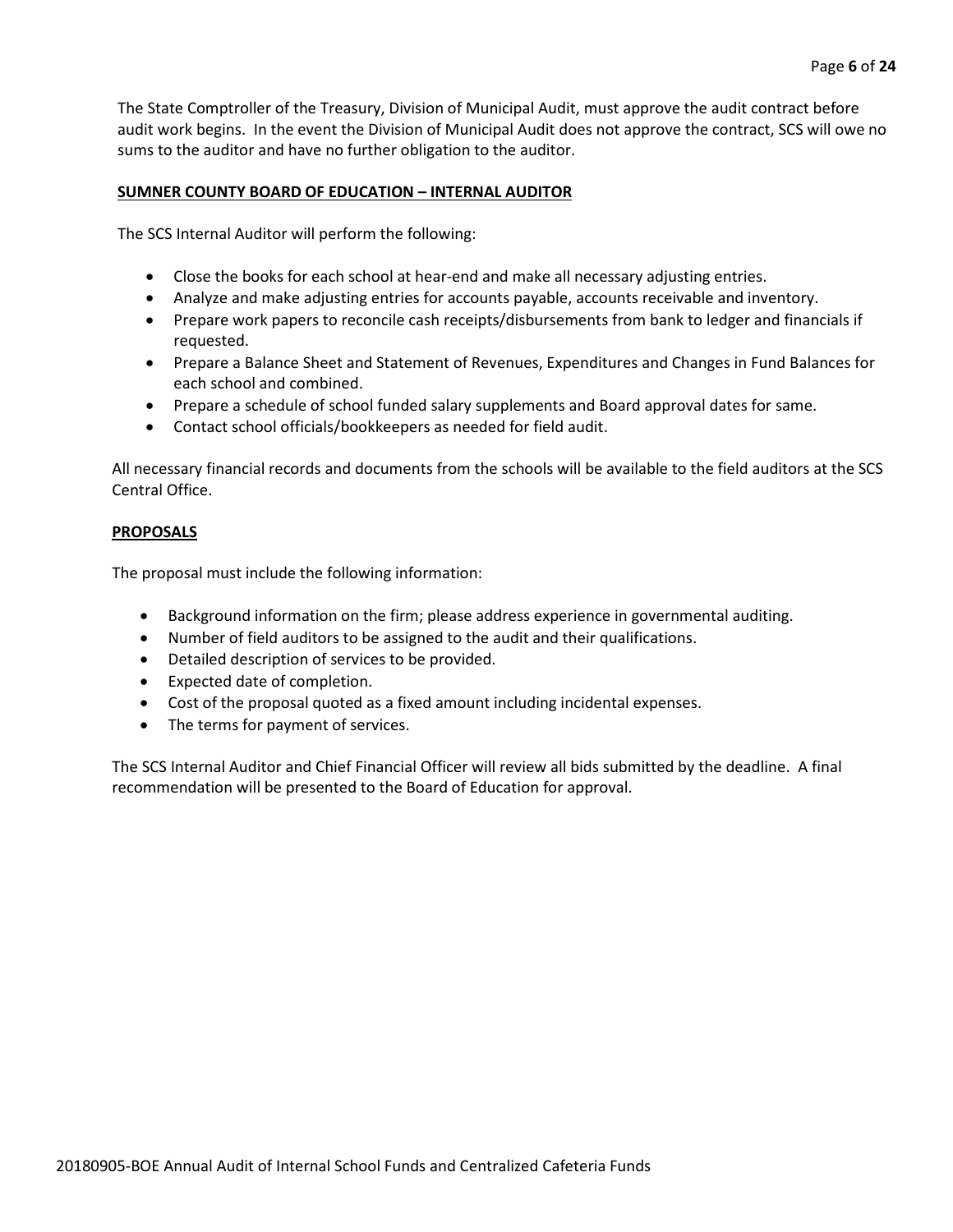The State Comptroller of the Treasury, Division of Municipal Audit, must approve the audit contract before audit work begins. In the event the Division of Municipal Audit does not approve the contract, SCS will owe no sums to the auditor and have no further obligation to the auditor.

**SUMNER COUNTY BOARD OF EDUCATION – INTERNAL AUDITOR**

The SCS Internal Auditor will perform the following:

- Close the books for each school at hear-end and make all necessary adjusting entries.
- Analyze and make adjusting entries for accounts payable, accounts receivable and inventory.
- Prepare work papers to reconcile cash receipts/disbursements from bank to ledger and financials if requested.
- Prepare a Balance Sheet and Statement of Revenues, Expenditures and Changes in Fund Balances for each school and combined.
- Prepare a schedule of school funded salary supplements and Board approval dates for same.
- Contact school officials/bookkeepers as needed for field audit.

All necessary financial records and documents from the schools will be available to the field auditors at the SCS Central Office.

**PROPOSALS**

The proposal must include the following information:

- Background information on the firm; please address experience in governmental auditing.
- Number of field auditors to be assigned to the audit and their qualifications.
- Detailed description of services to be provided.
- Expected date of completion.
- Cost of the proposal quoted as a fixed amount including incidental expenses.
- The terms for payment of services.

The SCS Internal Auditor and Chief Financial Officer will review all bids submitted by the deadline. A final recommendation will be presented to the Board of Education for approval.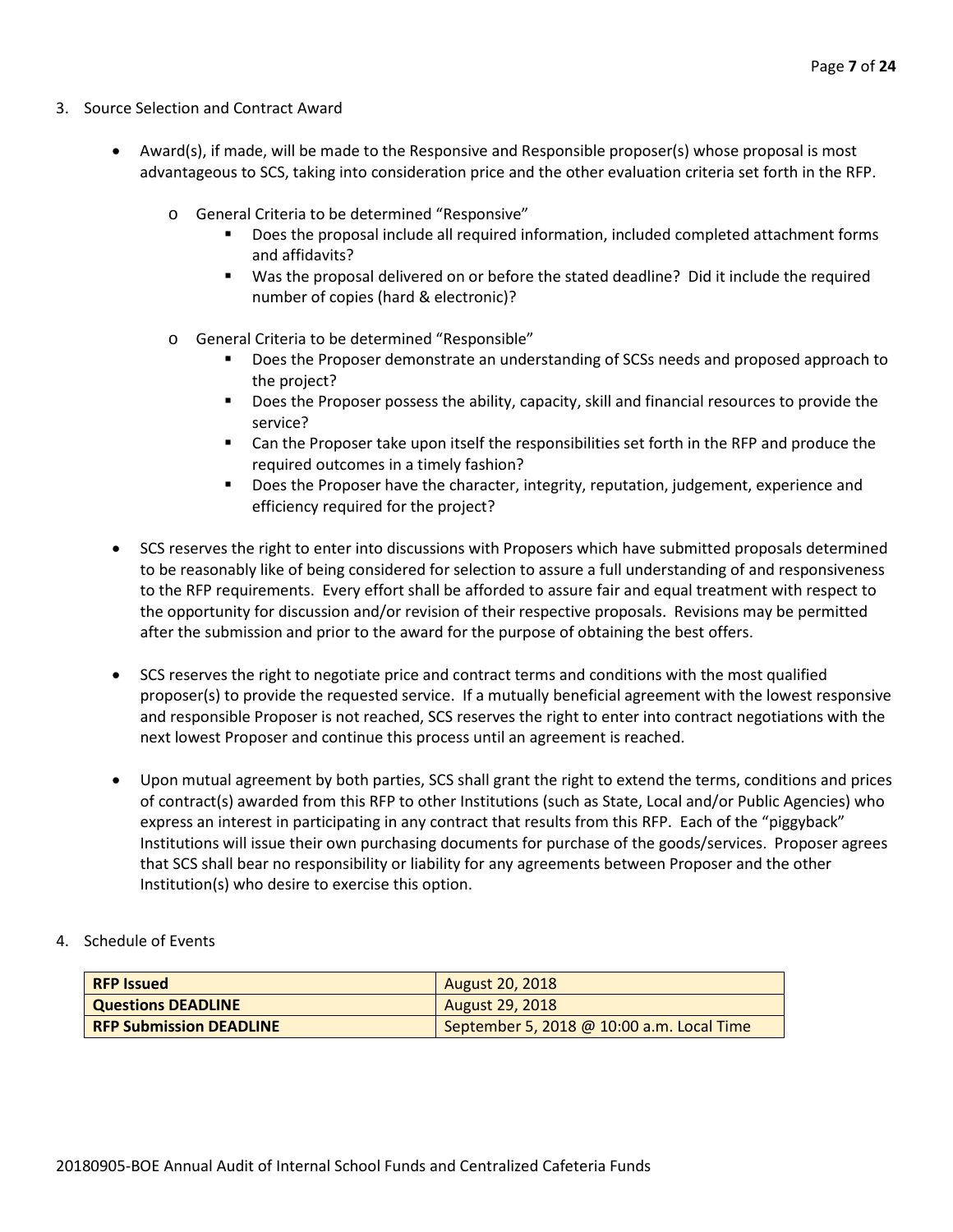3. Source Selection and Contract Award

    - Award(s), if made, will be made to the Responsive and Responsible proposer(s) whose proposal is most advantageous to SCS, taking into consideration price and the other evaluation criteria set forth in the RFP.

        - General Criteria to be determined "Responsive"
            - Does the proposal include all required information, included completed attachment forms and affidavits?
            - Was the proposal delivered on or before the stated deadline? Did it include the required number of copies (hard & electronic)?

        - General Criteria to be determined "Responsible"
            - Does the Proposer demonstrate an understanding of SCSs needs and proposed approach to the project?
            - Does the Proposer possess the ability, capacity, skill and financial resources to provide the service?
            - Can the Proposer take upon itself the responsibilities set forth in the RFP and produce the required outcomes in a timely fashion?
            - Does the Proposer have the character, integrity, reputation, judgement, experience and efficiency required for the project?

    - SCS reserves the right to enter into discussions with Proposers which have submitted proposals determined to be reasonably like of being considered for selection to assure a full understanding of and responsiveness to the RFP requirements. Every effort shall be afforded to assure fair and equal treatment with respect to the opportunity for discussion and/or revision of their respective proposals. Revisions may be permitted after the submission and prior to the award for the purpose of obtaining the best offers.

    - SCS reserves the right to negotiate price and contract terms and conditions with the most qualified proposer(s) to provide the requested service. If a mutually beneficial agreement with the lowest responsive and responsible Proposer is not reached, SCS reserves the right to enter into contract negotiations with the next lowest Proposer and continue this process until an agreement is reached.

    - Upon mutual agreement by both parties, SCS shall grant the right to extend the terms, conditions and prices of contract(s) awarded from this RFP to other Institutions (such as State, Local and/or Public Agencies) who express an interest in participating in any contract that results from this RFP. Each of the "piggyback" Institutions will issue their own purchasing documents for purchase of the goods/services. Proposer agrees that SCS shall bear no responsibility or liability for any agreements between Proposer and the other Institution(s) who desire to exercise this option.

4. Schedule of Events

| **RFP Issued** | August 20, 2018 |
|---|---|
| **Questions DEADLINE** | August 29, 2018 |
| **RFP Submission DEADLINE** | September 5, 2018 @ 10:00 a.m. Local Time |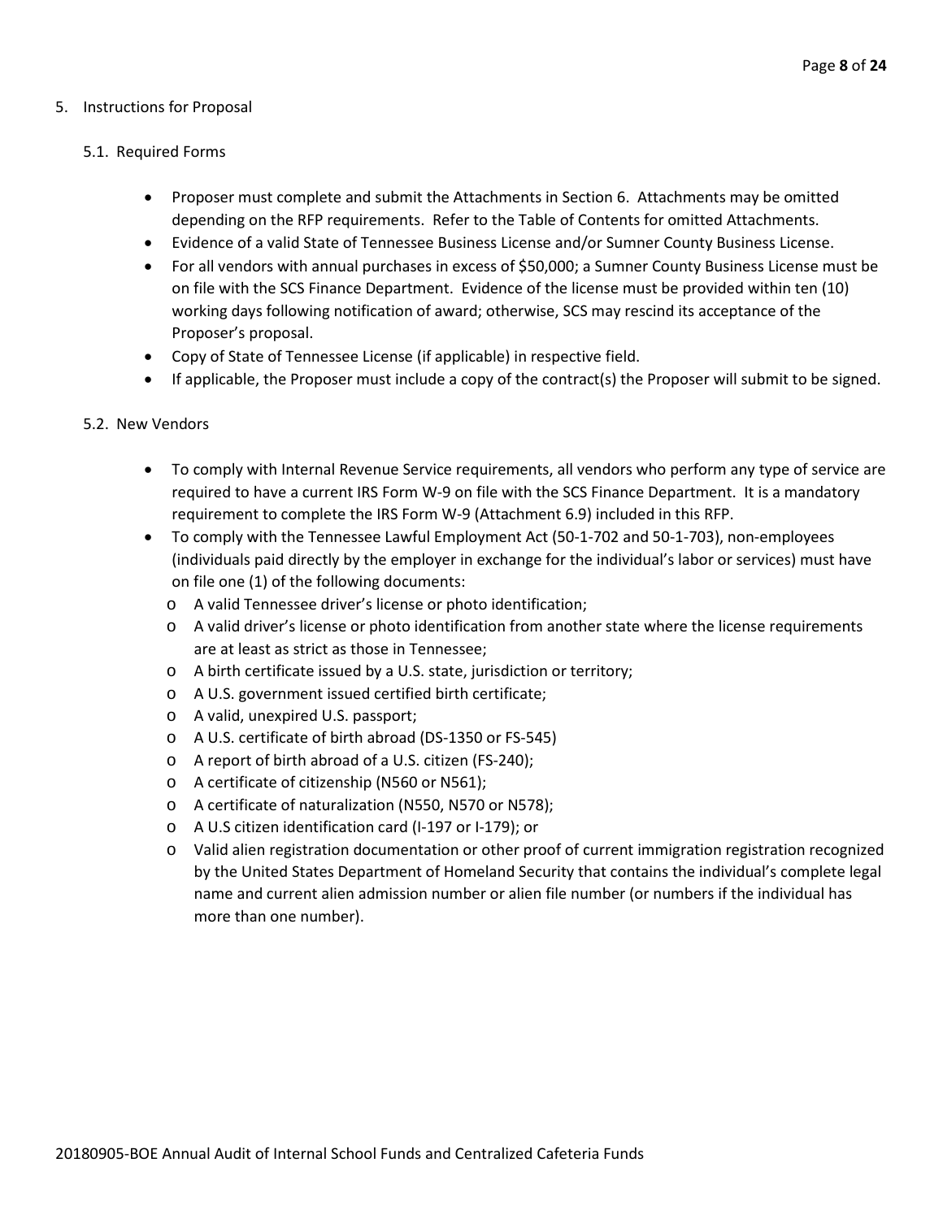## 5. Instructions for Proposal

### 5.1. Required Forms

- Proposer must complete and submit the Attachments in Section 6. Attachments may be omitted depending on the RFP requirements. Refer to the Table of Contents for omitted Attachments.
- Evidence of a valid State of Tennessee Business License and/or Sumner County Business License.
- For all vendors with annual purchases in excess of $50,000; a Sumner County Business License must be on file with the SCS Finance Department. Evidence of the license must be provided within ten (10) working days following notification of award; otherwise, SCS may rescind its acceptance of the Proposer's proposal.
- Copy of State of Tennessee License (if applicable) in respective field.
- If applicable, the Proposer must include a copy of the contract(s) the Proposer will submit to be signed.

### 5.2. New Vendors

- To comply with Internal Revenue Service requirements, all vendors who perform any type of service are required to have a current IRS Form W-9 on file with the SCS Finance Department. It is a mandatory requirement to complete the IRS Form W-9 (Attachment 6.9) included in this RFP.
- To comply with the Tennessee Lawful Employment Act (50-1-702 and 50-1-703), non-employees (individuals paid directly by the employer in exchange for the individual's labor or services) must have on file one (1) of the following documents:
  - A valid Tennessee driver's license or photo identification;
  - A valid driver's license or photo identification from another state where the license requirements are at least as strict as those in Tennessee;
  - A birth certificate issued by a U.S. state, jurisdiction or territory;
  - A U.S. government issued certified birth certificate;
  - A valid, unexpired U.S. passport;
  - A U.S. certificate of birth abroad (DS-1350 or FS-545)
  - A report of birth abroad of a U.S. citizen (FS-240);
  - A certificate of citizenship (N560 or N561);
  - A certificate of naturalization (N550, N570 or N578);
  - A U.S citizen identification card (I-197 or I-179); or
  - Valid alien registration documentation or other proof of current immigration registration recognized by the United States Department of Homeland Security that contains the individual's complete legal name and current alien admission number or alien file number (or numbers if the individual has more than one number).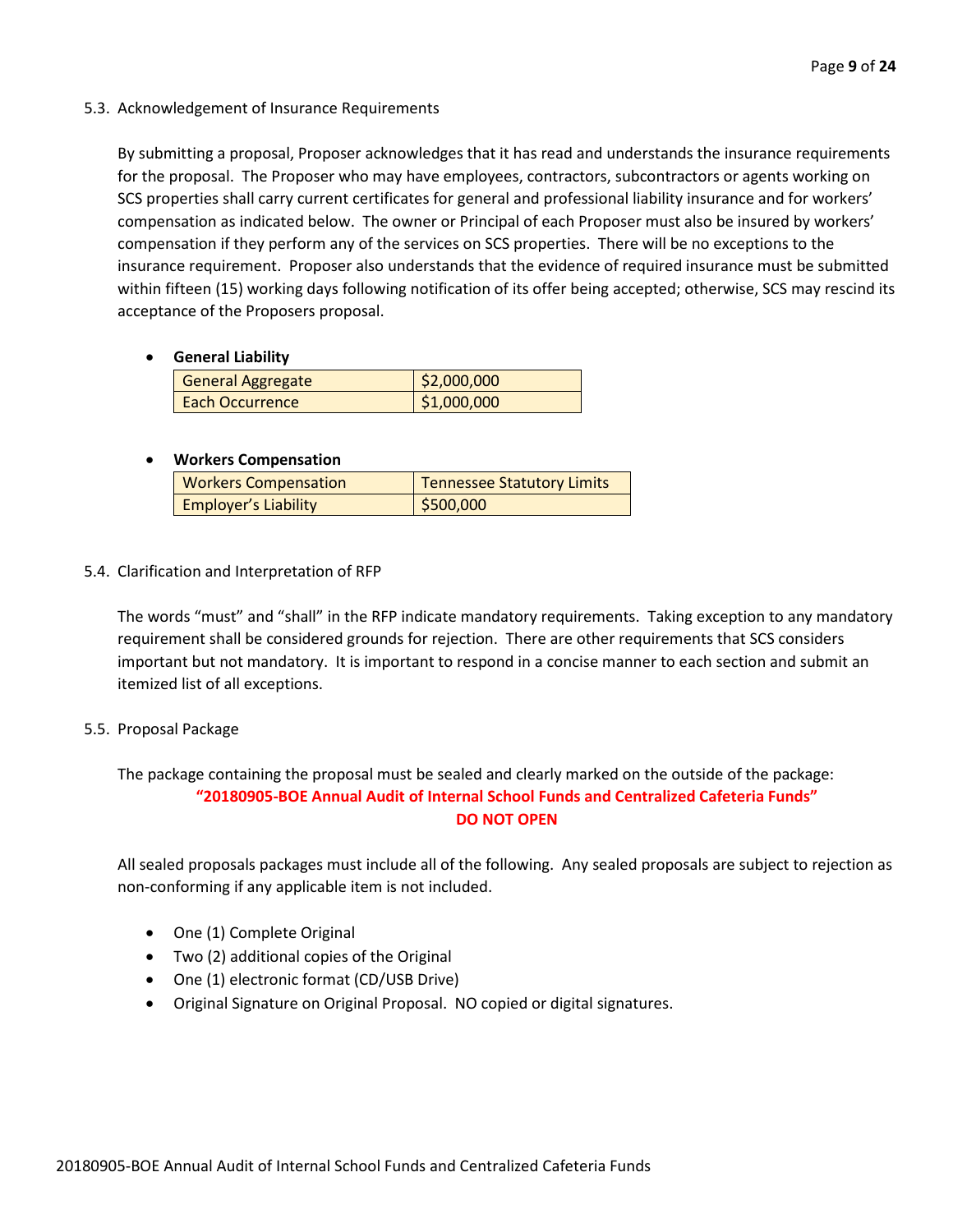### 5.3. Acknowledgement of Insurance Requirements

By submitting a proposal, Proposer acknowledges that it has read and understands the insurance requirements for the proposal. The Proposer who may have employees, contractors, subcontractors or agents working on SCS properties shall carry current certificates for general and professional liability insurance and for workers' compensation as indicated below. The owner or Principal of each Proposer must also be insured by workers' compensation if they perform any of the services on SCS properties. There will be no exceptions to the insurance requirement. Proposer also understands that the evidence of required insurance must be submitted within fifteen (15) working days following notification of its offer being accepted; otherwise, SCS may rescind its acceptance of the Proposers proposal.

- **General Liability**

| General Aggregate | $2,000,000 |
|---|---|
| Each Occurrence | $1,000,000 |

- **Workers Compensation**

| Workers Compensation | Tennessee Statutory Limits |
|---|---|
| Employer's Liability | $500,000 |

### 5.4. Clarification and Interpretation of RFP

The words "must" and "shall" in the RFP indicate mandatory requirements. Taking exception to any mandatory requirement shall be considered grounds for rejection. There are other requirements that SCS considers important but not mandatory. It is important to respond in a concise manner to each section and submit an itemized list of all exceptions.

### 5.5. Proposal Package

The package containing the proposal must be sealed and clearly marked on the outside of the package:

**"20180905-BOE Annual Audit of Internal School Funds and Centralized Cafeteria Funds"**

**DO NOT OPEN**

All sealed proposals packages must include all of the following. Any sealed proposals are subject to rejection as non-conforming if any applicable item is not included.

- One (1) Complete Original
- Two (2) additional copies of the Original
- One (1) electronic format (CD/USB Drive)
- Original Signature on Original Proposal. NO copied or digital signatures.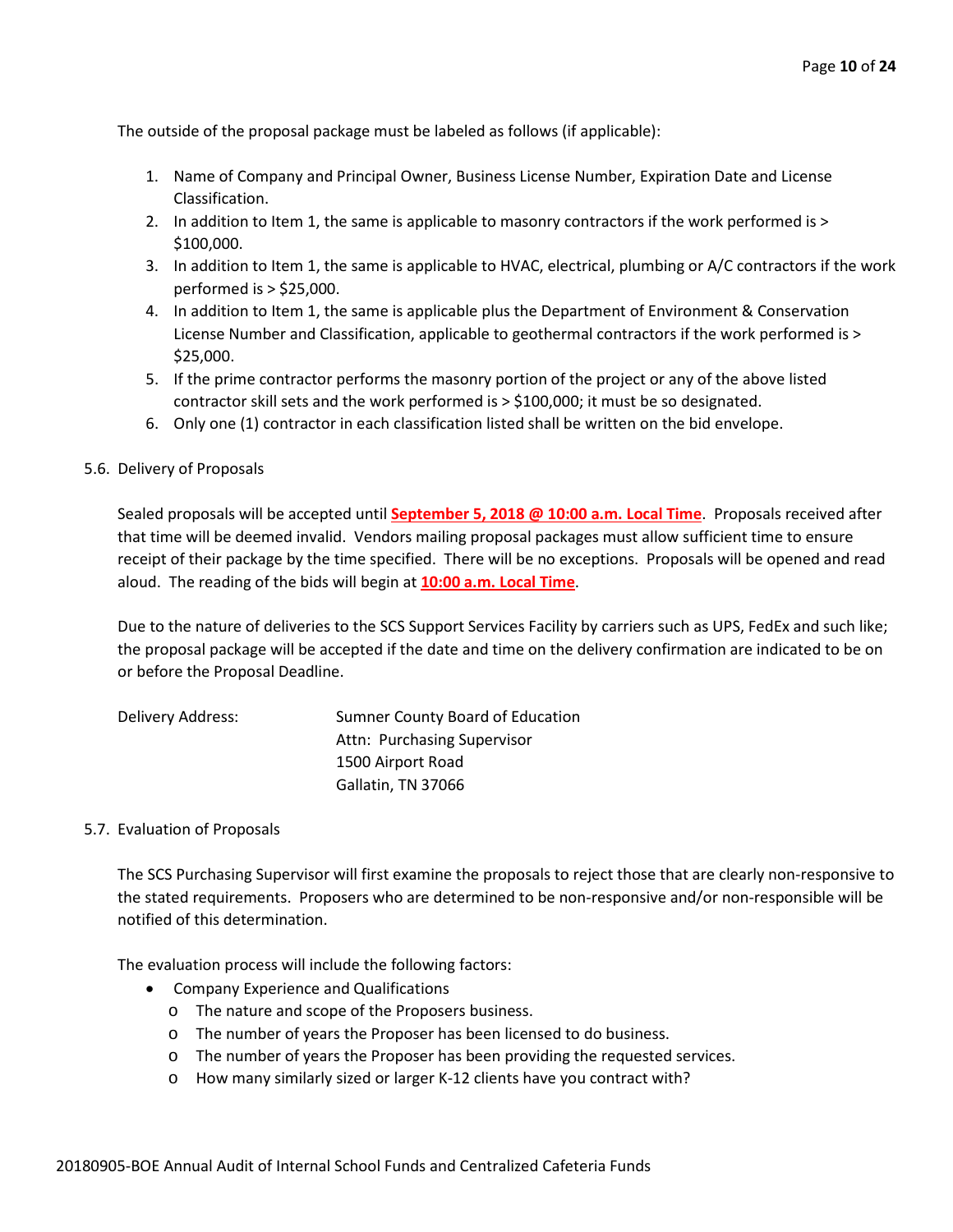The outside of the proposal package must be labeled as follows (if applicable):

1. Name of Company and Principal Owner, Business License Number, Expiration Date and License Classification.
2. In addition to Item 1, the same is applicable to masonry contractors if the work performed is > $100,000.
3. In addition to Item 1, the same is applicable to HVAC, electrical, plumbing or A/C contractors if the work performed is > $25,000.
4. In addition to Item 1, the same is applicable plus the Department of Environment & Conservation License Number and Classification, applicable to geothermal contractors if the work performed is > $25,000.
5. If the prime contractor performs the masonry portion of the project or any of the above listed contractor skill sets and the work performed is > $100,000; it must be so designated.
6. Only one (1) contractor in each classification listed shall be written on the bid envelope.

5.6. Delivery of Proposals

Sealed proposals will be accepted until **September 5, 2018 @ 10:00 a.m. Local Time**. Proposals received after that time will be deemed invalid. Vendors mailing proposal packages must allow sufficient time to ensure receipt of their package by the time specified. There will be no exceptions. Proposals will be opened and read aloud. The reading of the bids will begin at **10:00 a.m. Local Time**.

Due to the nature of deliveries to the SCS Support Services Facility by carriers such as UPS, FedEx and such like; the proposal package will be accepted if the date and time on the delivery confirmation are indicated to be on or before the Proposal Deadline.

Delivery Address: Sumner County Board of Education
Attn: Purchasing Supervisor
1500 Airport Road
Gallatin, TN 37066

5.7. Evaluation of Proposals

The SCS Purchasing Supervisor will first examine the proposals to reject those that are clearly non-responsive to the stated requirements. Proposers who are determined to be non-responsive and/or non-responsible will be notified of this determination.

The evaluation process will include the following factors:

- Company Experience and Qualifications
  - The nature and scope of the Proposers business.
  - The number of years the Proposer has been licensed to do business.
  - The number of years the Proposer has been providing the requested services.
  - How many similarly sized or larger K-12 clients have you contract with?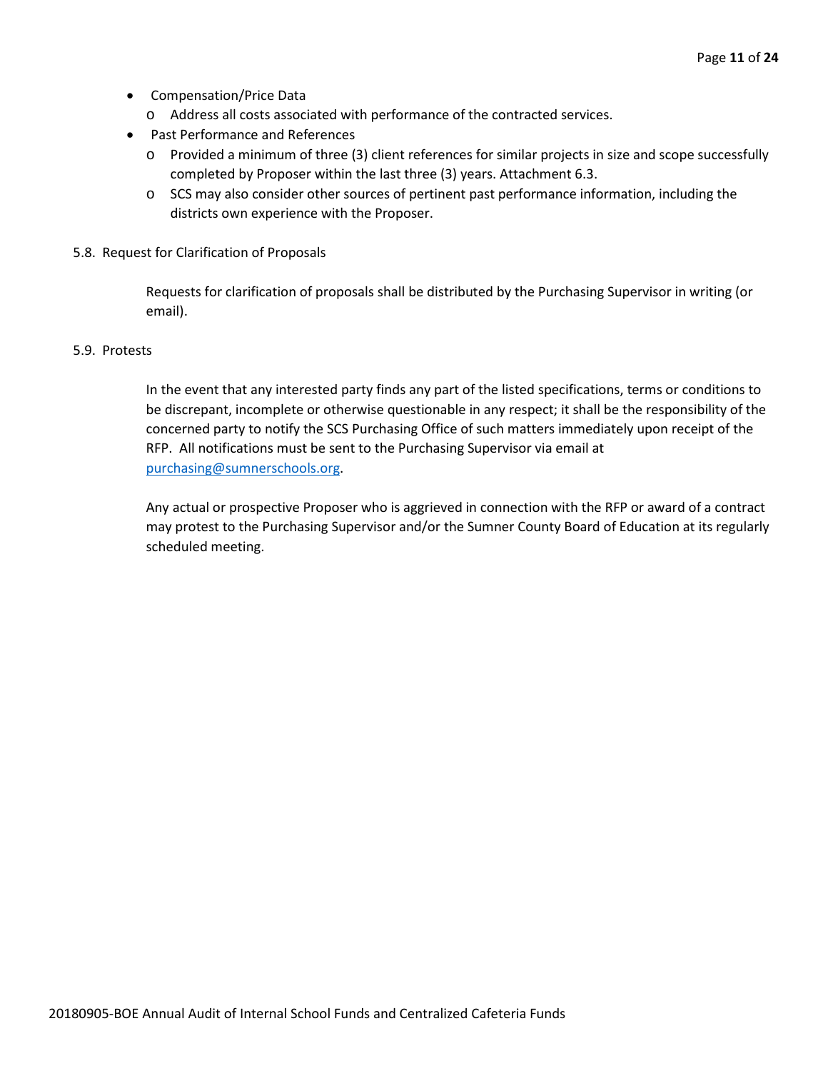- Compensation/Price Data
  - Address all costs associated with performance of the contracted services.
- Past Performance and References
  - Provided a minimum of three (3) client references for similar projects in size and scope successfully completed by Proposer within the last three (3) years. Attachment 6.3.
  - SCS may also consider other sources of pertinent past performance information, including the districts own experience with the Proposer.

5.8. Request for Clarification of Proposals

Requests for clarification of proposals shall be distributed by the Purchasing Supervisor in writing (or email).

5.9. Protests

In the event that any interested party finds any part of the listed specifications, terms or conditions to be discrepant, incomplete or otherwise questionable in any respect; it shall be the responsibility of the concerned party to notify the SCS Purchasing Office of such matters immediately upon receipt of the RFP. All notifications must be sent to the Purchasing Supervisor via email at purchasing@sumnerschools.org.

Any actual or prospective Proposer who is aggrieved in connection with the RFP or award of a contract may protest to the Purchasing Supervisor and/or the Sumner County Board of Education at its regularly scheduled meeting.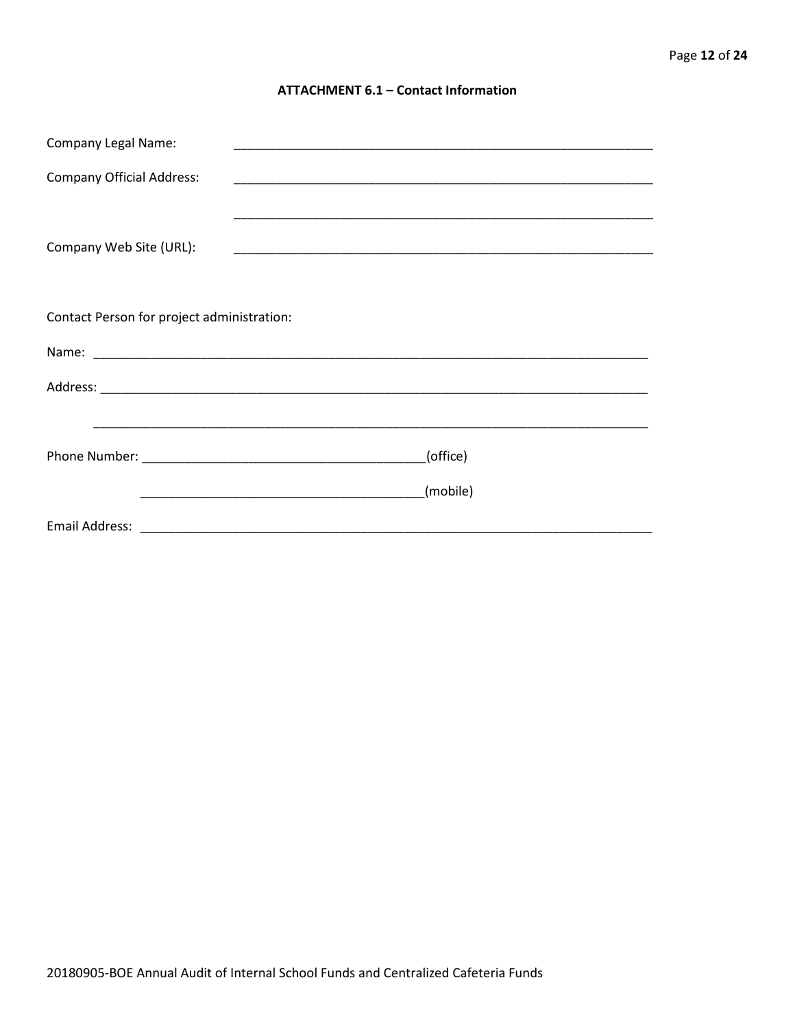## ATTACHMENT 6.1 – Contact Information

Company Legal Name: ____________________________________________________________

Company Official Address: ____________________________________________________________

____________________________________________________________

Company Web Site (URL): ____________________________________________________________

Contact Person for project administration:

Name: ________________________________________________________________________________

Address: ______________________________________________________________________________

______________________________________________________________________________

Phone Number: ________________________________________(office)

________________________________________(mobile)

Email Address: __________________________________________________________________________

20180905-BOE Annual Audit of Internal School Funds and Centralized Cafeteria Funds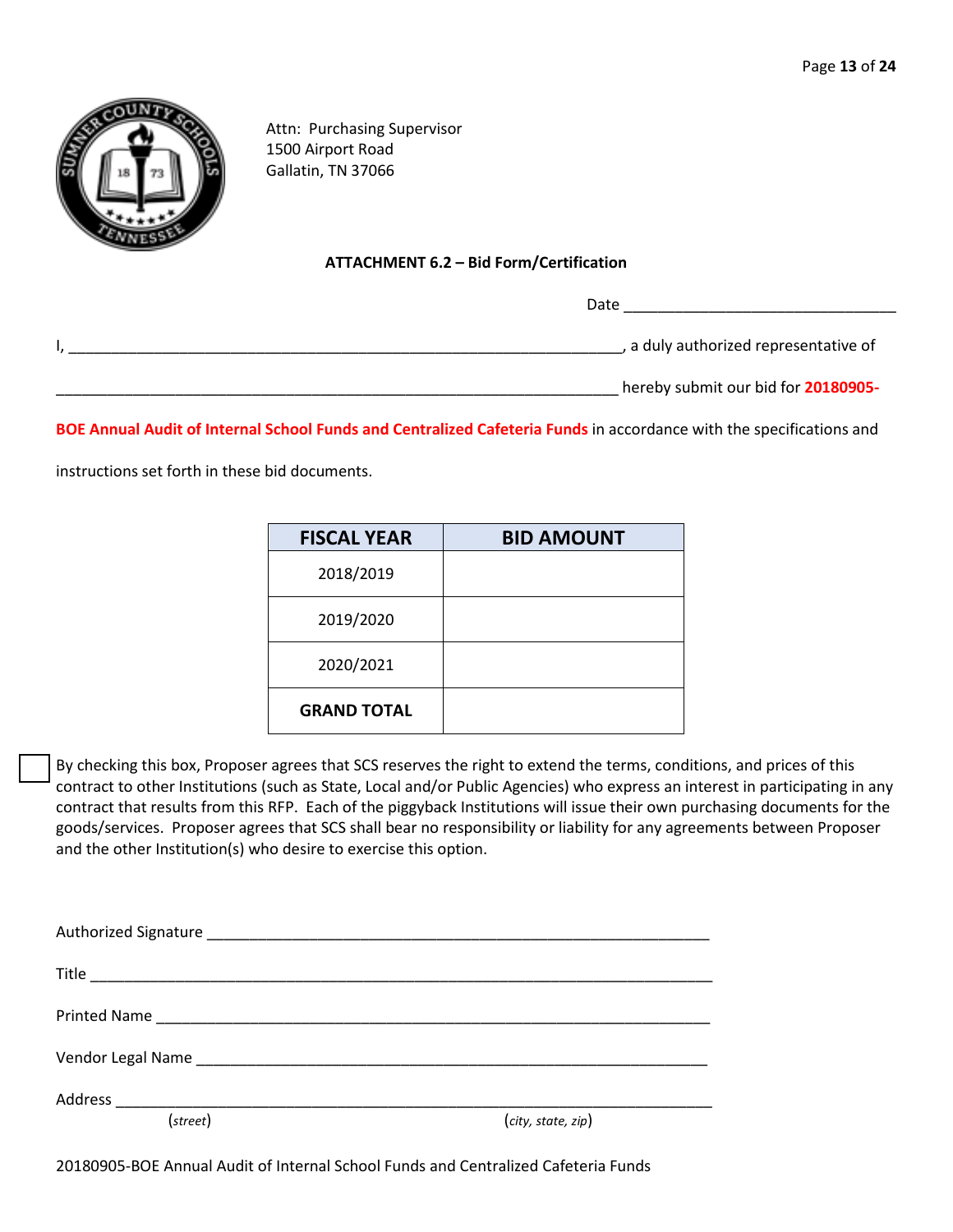Attn: Purchasing Supervisor
1500 Airport Road
Gallatin, TN 37066

### ATTACHMENT 6.2 – Bid Form/Certification

Date ________________________________

I, __________________________________________________________________, a duly authorized representative of

__________________________________________________________________ hereby submit our bid for **20180905-BOE Annual Audit of Internal School Funds and Centralized Cafeteria Funds** in accordance with the specifications and instructions set forth in these bid documents.

| FISCAL YEAR | BID AMOUNT |
|---|---|
| 2018/2019 | |
| 2019/2020 | |
| 2020/2021 | |
| **GRAND TOTAL** | |

☐ By checking this box, Proposer agrees that SCS reserves the right to extend the terms, conditions, and prices of this contract to other Institutions (such as State, Local and/or Public Agencies) who express an interest in participating in any contract that results from this RFP. Each of the piggyback Institutions will issue their own purchasing documents for the goods/services. Proposer agrees that SCS shall bear no responsibility or liability for any agreements between Proposer and the other Institution(s) who desire to exercise this option.

Authorized Signature ____________________________________________________________

Title ________________________________________________________________________

Printed Name __________________________________________________________________

Vendor Legal Name ______________________________________________________________

Address ______________________________________________________________________
(*street*) (*city, state, zip*)

20180905-BOE Annual Audit of Internal School Funds and Centralized Cafeteria Funds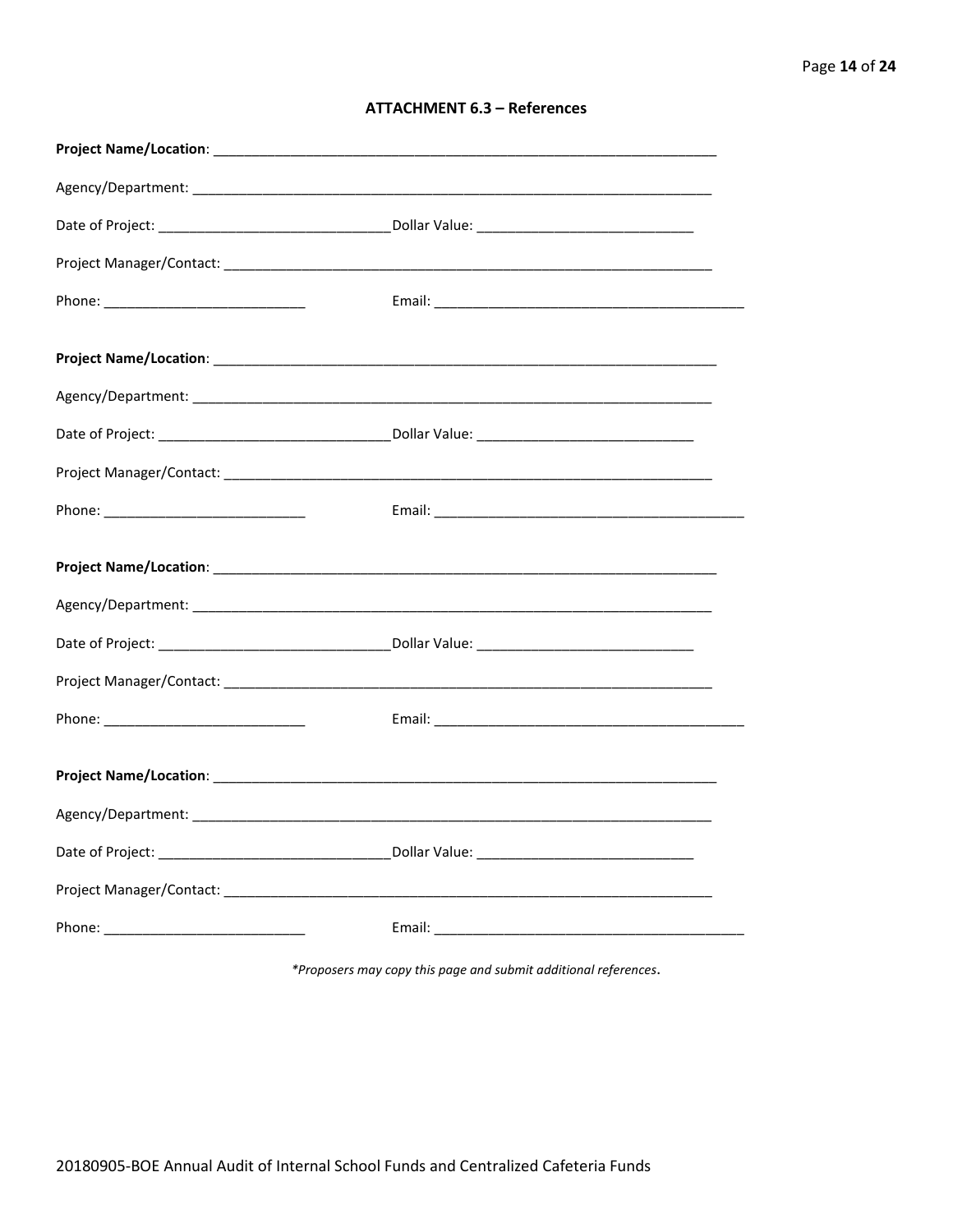## ATTACHMENT 6.3 – References

**Project Name/Location**: ____________________________________________________________________

Agency/Department: ____________________________________________________________________

Date of Project: ______________________________ Dollar Value: ____________________________

Project Manager/Contact: _________________________________________________________________

Phone: __________________________ Email: ________________________________________

**Project Name/Location**: ____________________________________________________________________

Agency/Department: ____________________________________________________________________

Date of Project: ______________________________ Dollar Value: ____________________________

Project Manager/Contact: _________________________________________________________________

Phone: __________________________ Email: ________________________________________

**Project Name/Location**: ____________________________________________________________________

Agency/Department: ____________________________________________________________________

Date of Project: ______________________________ Dollar Value: ____________________________

Project Manager/Contact: _________________________________________________________________

Phone: __________________________ Email: ________________________________________

**Project Name/Location**: ____________________________________________________________________

Agency/Department: ____________________________________________________________________

Date of Project: ______________________________ Dollar Value: ____________________________

Project Manager/Contact: _________________________________________________________________

Phone: __________________________ Email: ________________________________________

*\*Proposers may copy this page and submit additional references.*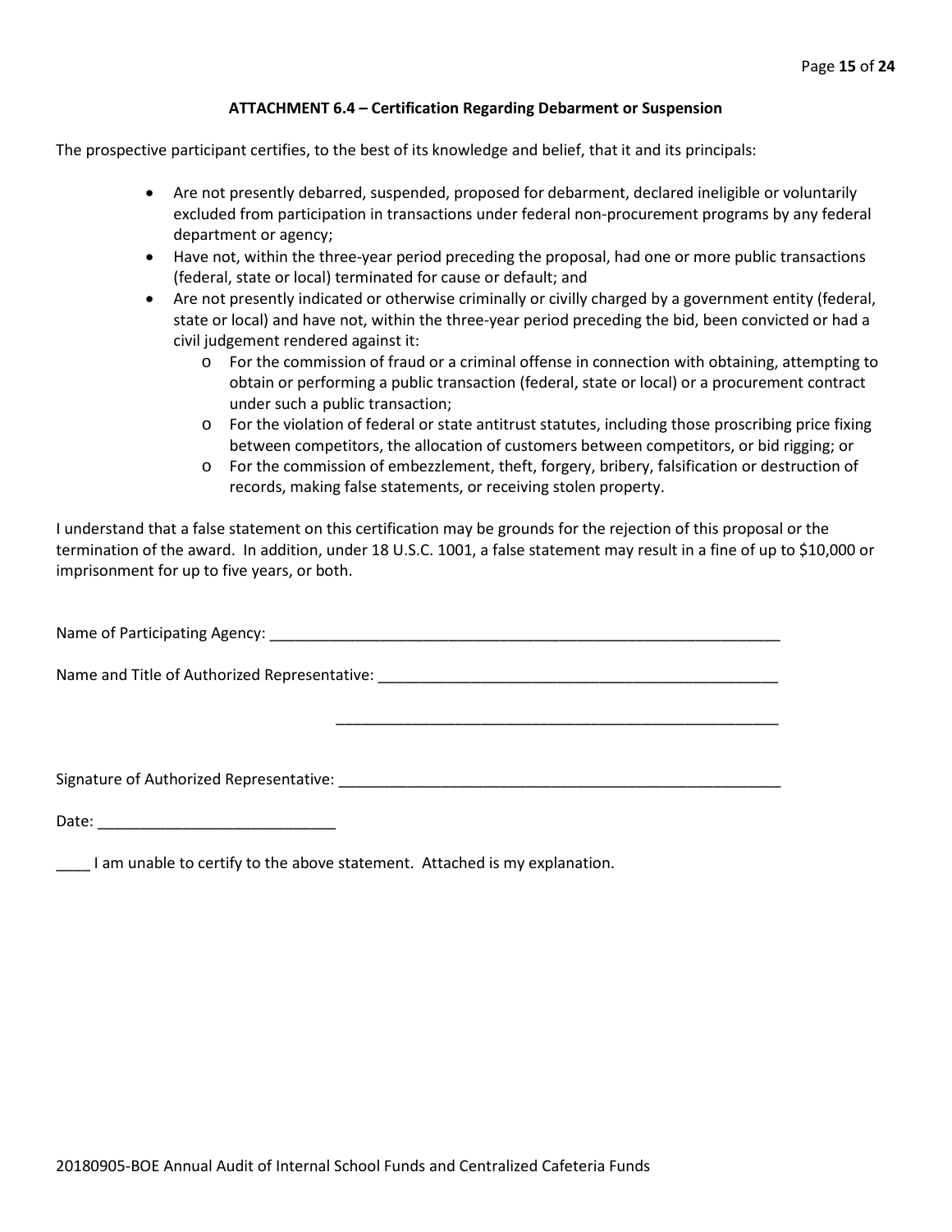**ATTACHMENT 6.4 – Certification Regarding Debarment or Suspension**

The prospective participant certifies, to the best of its knowledge and belief, that it and its principals:

- Are not presently debarred, suspended, proposed for debarment, declared ineligible or voluntarily excluded from participation in transactions under federal non-procurement programs by any federal department or agency;
- Have not, within the three-year period preceding the proposal, had one or more public transactions (federal, state or local) terminated for cause or default; and
- Are not presently indicated or otherwise criminally or civilly charged by a government entity (federal, state or local) and have not, within the three-year period preceding the bid, been convicted or had a civil judgement rendered against it:
    - For the commission of fraud or a criminal offense in connection with obtaining, attempting to obtain or performing a public transaction (federal, state or local) or a procurement contract under such a public transaction;
    - For the violation of federal or state antitrust statutes, including those proscribing price fixing between competitors, the allocation of customers between competitors, or bid rigging; or
    - For the commission of embezzlement, theft, forgery, bribery, falsification or destruction of records, making false statements, or receiving stolen property.

I understand that a false statement on this certification may be grounds for the rejection of this proposal or the termination of the award. In addition, under 18 U.S.C. 1001, a false statement may result in a fine of up to $10,000 or imprisonment for up to five years, or both.

Name of Participating Agency: _______________________________________________________________

Name and Title of Authorized Representative: ___________________________________________________

___________________________________________________

Signature of Authorized Representative: _____________________________________________________

Date: ___________________________

____ I am unable to certify to the above statement. Attached is my explanation.

20180905-BOE Annual Audit of Internal School Funds and Centralized Cafeteria Funds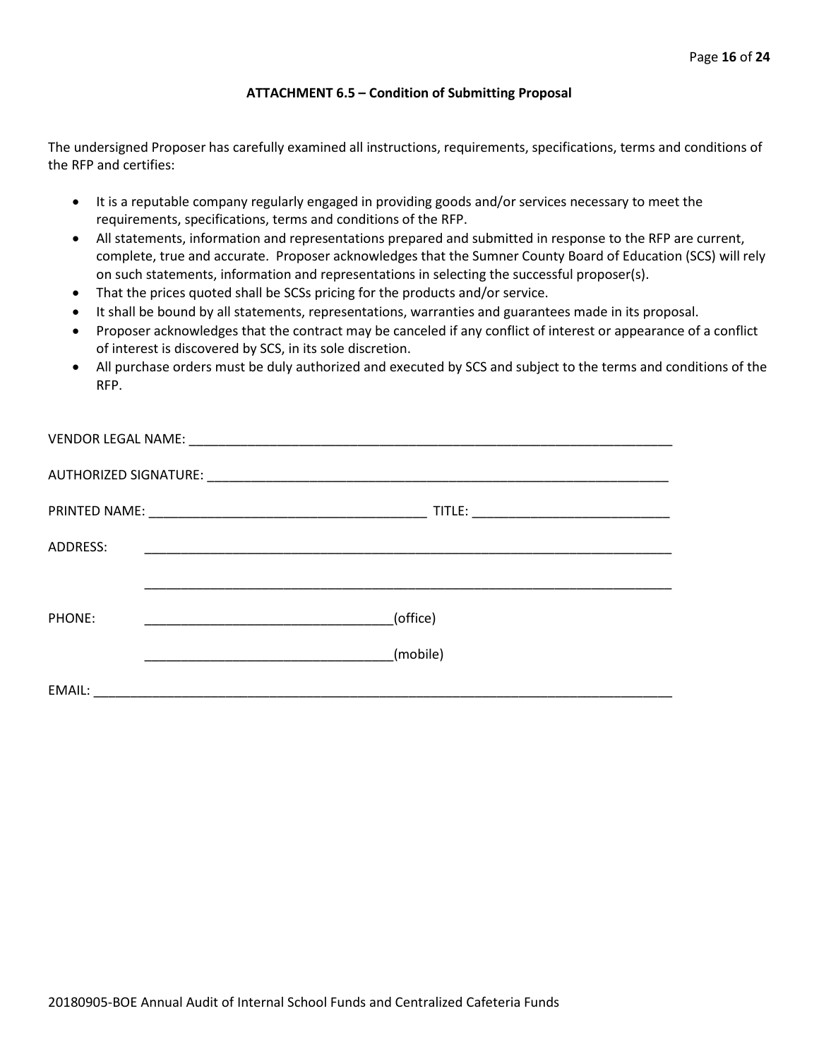### ATTACHMENT 6.5 – Condition of Submitting Proposal

The undersigned Proposer has carefully examined all instructions, requirements, specifications, terms and conditions of the RFP and certifies:

- It is a reputable company regularly engaged in providing goods and/or services necessary to meet the requirements, specifications, terms and conditions of the RFP.
- All statements, information and representations prepared and submitted in response to the RFP are current, complete, true and accurate. Proposer acknowledges that the Sumner County Board of Education (SCS) will rely on such statements, information and representations in selecting the successful proposer(s).
- That the prices quoted shall be SCSs pricing for the products and/or service.
- It shall be bound by all statements, representations, warranties and guarantees made in its proposal.
- Proposer acknowledges that the contract may be canceled if any conflict of interest or appearance of a conflict of interest is discovered by SCS, in its sole discretion.
- All purchase orders must be duly authorized and executed by SCS and subject to the terms and conditions of the RFP.

VENDOR LEGAL NAME: ______________________________________________________________________

AUTHORIZED SIGNATURE: __________________________________________________________________

PRINTED NAME: ________________________________________ TITLE: ____________________________

ADDRESS: ____________________________________________________________________________

____________________________________________________________________________

PHONE: ___________________________________(office)

___________________________________(mobile)

EMAIL: ______________________________________________________________________________

20180905-BOE Annual Audit of Internal School Funds and Centralized Cafeteria Funds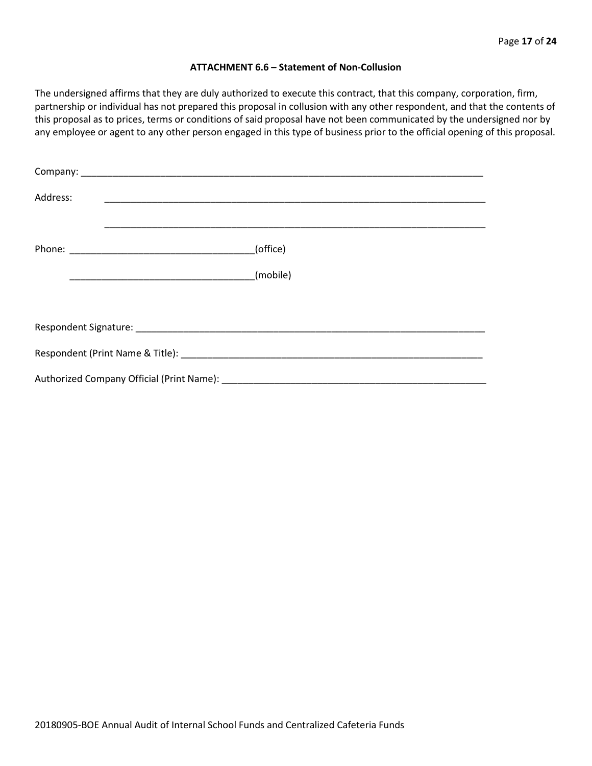**ATTACHMENT 6.6 – Statement of Non-Collusion**

The undersigned affirms that they are duly authorized to execute this contract, that this company, corporation, firm, partnership or individual has not prepared this proposal in collusion with any other respondent, and that the contents of this proposal as to prices, terms or conditions of said proposal have not been communicated by the undersigned nor by any employee or agent to any other person engaged in this type of business prior to the official opening of this proposal.

Company: ___________________________________________________________________________

Address: ___________________________________________________________________________

___________________________________________________________________________

Phone: ___________________________________(office)

___________________________________(mobile)

Respondent Signature: _________________________________________________________________

Respondent (Print Name & Title): _______________________________________________________

Authorized Company Official (Print Name): _______________________________________________

20180905-BOE Annual Audit of Internal School Funds and Centralized Cafeteria Funds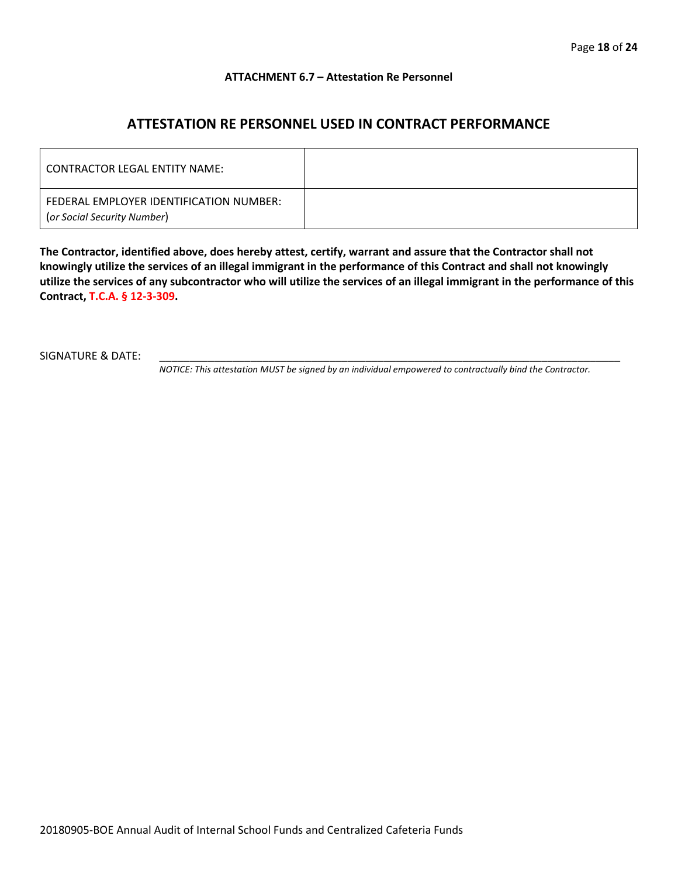**ATTACHMENT 6.7 – Attestation Re Personnel**

## ATTESTATION RE PERSONNEL USED IN CONTRACT PERFORMANCE

| CONTRACTOR LEGAL ENTITY NAME: | |
|---|---|
| FEDERAL EMPLOYER IDENTIFICATION NUMBER: (*or Social Security Number*) | |

**The Contractor, identified above, does hereby attest, certify, warrant and assure that the Contractor shall not knowingly utilize the services of an illegal immigrant in the performance of this Contract and shall not knowingly utilize the services of any subcontractor who will utilize the services of an illegal immigrant in the performance of this Contract, T.C.A. § 12-3-309.**

SIGNATURE & DATE: ________________________________________________________________

*NOTICE: This attestation MUST be signed by an individual empowered to contractually bind the Contractor.*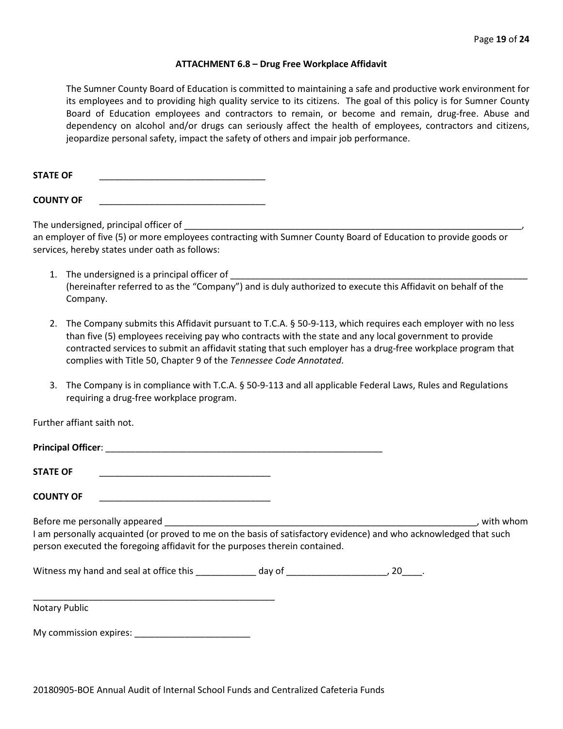## ATTACHMENT 6.8 – Drug Free Workplace Affidavit

The Sumner County Board of Education is committed to maintaining a safe and productive work environment for its employees and to providing high quality service to its citizens. The goal of this policy is for Sumner County Board of Education employees and contractors to remain, or become and remain, drug-free. Abuse and dependency on alcohol and/or drugs can seriously affect the health of employees, contractors and citizens, jeopardize personal safety, impact the safety of others and impair job performance.

**STATE OF** _________________________________

**COUNTY OF** _________________________________

The undersigned, principal officer of ______________________________________________________________________, an employer of five (5) or more employees contracting with Sumner County Board of Education to provide goods or services, hereby states under oath as follows:

1. The undersigned is a principal officer of ______________________________________________________________ (hereinafter referred to as the "Company") and is duly authorized to execute this Affidavit on behalf of the Company.

2. The Company submits this Affidavit pursuant to T.C.A. § 50-9-113, which requires each employer with no less than five (5) employees receiving pay who contracts with the state and any local government to provide contracted services to submit an affidavit stating that such employer has a drug-free workplace program that complies with Title 50, Chapter 9 of the *Tennessee Code Annotated*.

3. The Company is in compliance with T.C.A. § 50-9-113 and all applicable Federal Laws, Rules and Regulations requiring a drug-free workplace program.

Further affiant saith not.

**Principal Officer**: _______________________________________________________

**STATE OF** __________________________________

**COUNTY OF** __________________________________

Before me personally appeared ______________________________________________________________, with whom I am personally acquainted (or proved to me on the basis of satisfactory evidence) and who acknowledged that such person executed the foregoing affidavit for the purposes therein contained.

Witness my hand and seal at office this ____________ day of ____________________, 20____.

__________________________________________________
Notary Public

My commission expires: _______________________

20180905-BOE Annual Audit of Internal School Funds and Centralized Cafeteria Funds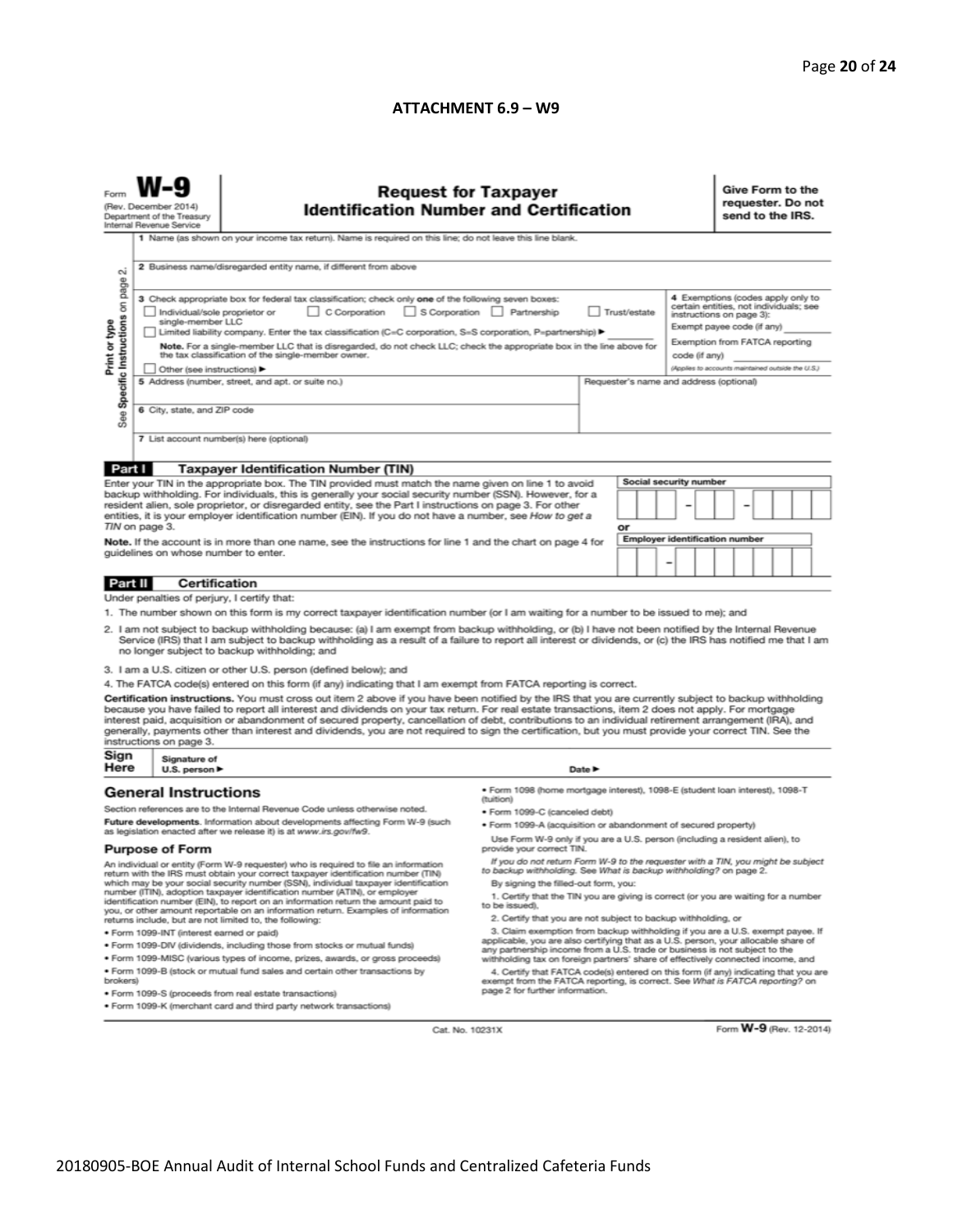## ATTACHMENT 6.9 – W9

Form **W-9**
(Rev. December 2014)
Department of the Treasury
Internal Revenue Service

# Request for Taxpayer Identification Number and Certification

**Give Form to the requester. Do not send to the IRS.**

Print or type
See Specific Instructions on page 2.

1 Name (as shown on your income tax return). Name is required on this line; do not leave this line blank.

2 Business name/disregarded entity name, if different from above

3 Check appropriate box for federal tax classification; check only **one** of the following seven boxes:
☐ Individual/sole proprietor or single-member LLC ☐ C Corporation ☐ S Corporation ☐ Partnership ☐ Trust/estate
☐ Limited liability company. Enter the tax classification (C=C corporation, S=S corporation, P=partnership) ► ________
**Note.** For a single-member LLC that is disregarded, do not check LLC; check the appropriate box in the line above for the tax classification of the single-member owner.
☐ Other (see instructions) ►

4 Exemptions (codes apply only to certain entities, not individuals; see instructions on page 3):
Exempt payee code (if any) ________
Exemption from FATCA reporting code (if any) ________
(Applies to accounts maintained outside the U.S.)

5 Address (number, street, and apt. or suite no.)

Requester's name and address (optional)

6 City, state, and ZIP code

7 List account number(s) here (optional)

**Part I Taxpayer Identification Number (TIN)**

Enter your TIN in the appropriate box. The TIN provided must match the name given on line 1 to avoid backup withholding. For individuals, this is generally your social security number (SSN). However, for a resident alien, sole proprietor, or disregarded entity, see the Part I instructions on page 3. For other entities, it is your employer identification number (EIN). If you do not have a number, see *How to get a TIN* on page 3.

**Note.** If the account is in more than one name, see the instructions for line 1 and the chart on page 4 for guidelines on whose number to enter.

**Social security number**
☐☐☐ – ☐☐ – ☐☐☐☐

or

**Employer identification number**
☐☐ – ☐☐☐☐☐☐☐

**Part II Certification**

Under penalties of perjury, I certify that:

1. The number shown on this form is my correct taxpayer identification number (or I am waiting for a number to be issued to me); and
2. I am not subject to backup withholding because: (a) I am exempt from backup withholding, or (b) I have not been notified by the Internal Revenue Service (IRS) that I am subject to backup withholding as a result of a failure to report all interest or dividends, or (c) the IRS has notified me that I am no longer subject to backup withholding; and
3. I am a U.S. citizen or other U.S. person (defined below); and
4. The FATCA code(s) entered on this form (if any) indicating that I am exempt from FATCA reporting is correct.

**Certification instructions.** You must cross out item 2 above if you have been notified by the IRS that you are currently subject to backup withholding because you have failed to report all interest and dividends on your tax return. For real estate transactions, item 2 does not apply. For mortgage interest paid, acquisition or abandonment of secured property, cancellation of debt, contributions to an individual retirement arrangement (IRA), and generally, payments other than interest and dividends, you are not required to sign the certification, but you must provide your correct TIN. See the instructions on page 3.

**Sign Here** Signature of U.S. person ► Date ►

## General Instructions

Section references are to the Internal Revenue Code unless otherwise noted.

**Future developments.** Information about developments affecting Form W-9 (such as legislation enacted after we release it) is at *www.irs.gov/fw9*.

### Purpose of Form

An individual or entity (Form W-9 requester) who is required to file an information return with the IRS must obtain your correct taxpayer identification number (TIN) which may be your social security number (SSN), individual taxpayer identification number (ITIN), adoption taxpayer identification number (ATIN), or employer identification number (EIN), to report on an information return the amount paid to you, or other amount reportable on an information return. Examples of information returns include, but are not limited to, the following:

- Form 1099-INT (interest earned or paid)
- Form 1099-DIV (dividends, including those from stocks or mutual funds)
- Form 1099-MISC (various types of income, prizes, awards, or gross proceeds)
- Form 1099-B (stock or mutual fund sales and certain other transactions by brokers)
- Form 1099-S (proceeds from real estate transactions)
- Form 1099-K (merchant card and third party network transactions)
- Form 1098 (home mortgage interest), 1098-E (student loan interest), 1098-T (tuition)
- Form 1099-C (canceled debt)
- Form 1099-A (acquisition or abandonment of secured property)

Use Form W-9 only if you are a U.S. person (including a resident alien), to provide your correct TIN.

*If you do not return Form W-9 to the requester with a TIN, you might be subject to backup withholding. See What is backup withholding? on page 2.*

By signing the filled-out form, you:

1. Certify that the TIN you are giving is correct (or you are waiting for a number to be issued),
2. Certify that you are not subject to backup withholding, or
3. Claim exemption from backup withholding if you are a U.S. exempt payee. If applicable, you are also certifying that as a U.S. person, your allocable share of any partnership income from a U.S. trade or business is not subject to the withholding tax on foreign partners' share of effectively connected income, and
4. Certify that FATCA code(s) entered on this form (if any) indicating that you are exempt from the FATCA reporting, is correct. See *What is FATCA reporting?* on page 2 for further information.

Cat. No. 10231X Form **W-9** (Rev. 12-2014)

20180905-BOE Annual Audit of Internal School Funds and Centralized Cafeteria Funds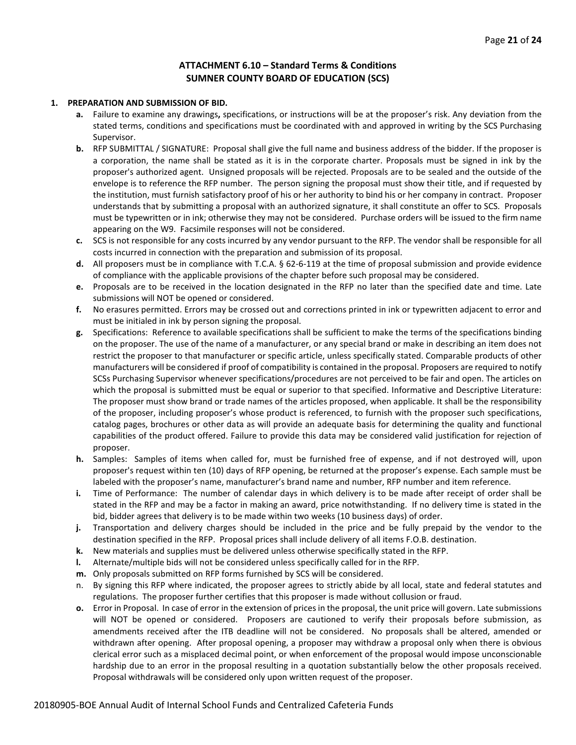## ATTACHMENT 6.10 – Standard Terms & Conditions
## SUMNER COUNTY BOARD OF EDUCATION (SCS)

**1. PREPARATION AND SUBMISSION OF BID.**

- **a.** Failure to examine any drawings**,** specifications, or instructions will be at the proposer's risk. Any deviation from the stated terms, conditions and specifications must be coordinated with and approved in writing by the SCS Purchasing Supervisor.
- **b.** RFP SUBMITTAL / SIGNATURE: Proposal shall give the full name and business address of the bidder. If the proposer is a corporation, the name shall be stated as it is in the corporate charter. Proposals must be signed in ink by the proposer's authorized agent. Unsigned proposals will be rejected. Proposals are to be sealed and the outside of the envelope is to reference the RFP number. The person signing the proposal must show their title, and if requested by the institution, must furnish satisfactory proof of his or her authority to bind his or her company in contract. Proposer understands that by submitting a proposal with an authorized signature, it shall constitute an offer to SCS. Proposals must be typewritten or in ink; otherwise they may not be considered. Purchase orders will be issued to the firm name appearing on the W9. Facsimile responses will not be considered.
- **c.** SCS is not responsible for any costs incurred by any vendor pursuant to the RFP. The vendor shall be responsible for all costs incurred in connection with the preparation and submission of its proposal.
- **d.** All proposers must be in compliance with T.C.A. § 62-6-119 at the time of proposal submission and provide evidence of compliance with the applicable provisions of the chapter before such proposal may be considered.
- **e.** Proposals are to be received in the location designated in the RFP no later than the specified date and time. Late submissions will NOT be opened or considered.
- **f.** No erasures permitted. Errors may be crossed out and corrections printed in ink or typewritten adjacent to error and must be initialed in ink by person signing the proposal.
- **g.** Specifications: Reference to available specifications shall be sufficient to make the terms of the specifications binding on the proposer. The use of the name of a manufacturer, or any special brand or make in describing an item does not restrict the proposer to that manufacturer or specific article, unless specifically stated. Comparable products of other manufacturers will be considered if proof of compatibility is contained in the proposal. Proposers are required to notify SCSs Purchasing Supervisor whenever specifications/procedures are not perceived to be fair and open. The articles on which the proposal is submitted must be equal or superior to that specified. Informative and Descriptive Literature: The proposer must show brand or trade names of the articles proposed, when applicable. It shall be the responsibility of the proposer, including proposer's whose product is referenced, to furnish with the proposer such specifications, catalog pages, brochures or other data as will provide an adequate basis for determining the quality and functional capabilities of the product offered. Failure to provide this data may be considered valid justification for rejection of proposer.
- **h.** Samples: Samples of items when called for, must be furnished free of expense, and if not destroyed will, upon proposer's request within ten (10) days of RFP opening, be returned at the proposer's expense. Each sample must be labeled with the proposer's name, manufacturer's brand name and number, RFP number and item reference.
- **i.** Time of Performance: The number of calendar days in which delivery is to be made after receipt of order shall be stated in the RFP and may be a factor in making an award, price notwithstanding. If no delivery time is stated in the bid, bidder agrees that delivery is to be made within two weeks (10 business days) of order.
- **j.** Transportation and delivery charges should be included in the price and be fully prepaid by the vendor to the destination specified in the RFP. Proposal prices shall include delivery of all items F.O.B. destination.
- **k.** New materials and supplies must be delivered unless otherwise specifically stated in the RFP.
- **l.** Alternate/multiple bids will not be considered unless specifically called for in the RFP.
- **m.** Only proposals submitted on RFP forms furnished by SCS will be considered.
- n. By signing this RFP where indicated, the proposer agrees to strictly abide by all local, state and federal statutes and regulations. The proposer further certifies that this proposer is made without collusion or fraud.
- **o.** Error in Proposal. In case of error in the extension of prices in the proposal, the unit price will govern. Late submissions will NOT be opened or considered. Proposers are cautioned to verify their proposals before submission, as amendments received after the ITB deadline will not be considered. No proposals shall be altered, amended or withdrawn after opening. After proposal opening, a proposer may withdraw a proposal only when there is obvious clerical error such as a misplaced decimal point, or when enforcement of the proposal would impose unconscionable hardship due to an error in the proposal resulting in a quotation substantially below the other proposals received. Proposal withdrawals will be considered only upon written request of the proposer.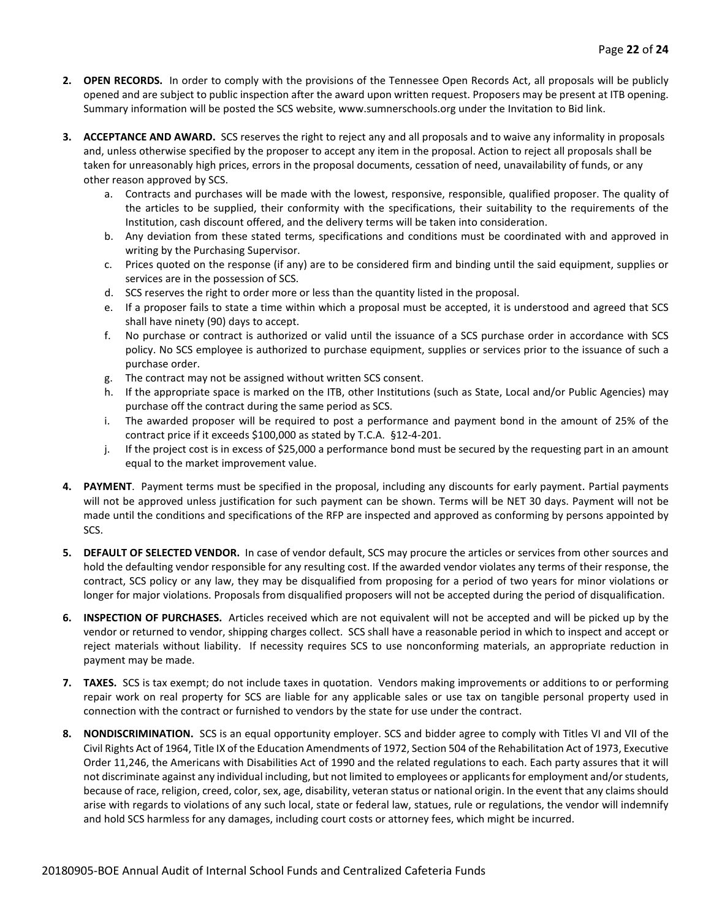2. **OPEN RECORDS.** In order to comply with the provisions of the Tennessee Open Records Act, all proposals will be publicly opened and are subject to public inspection after the award upon written request. Proposers may be present at ITB opening. Summary information will be posted the SCS website, www.sumnerschools.org under the Invitation to Bid link.

3. **ACCEPTANCE AND AWARD.** SCS reserves the right to reject any and all proposals and to waive any informality in proposals and, unless otherwise specified by the proposer to accept any item in the proposal. Action to reject all proposals shall be taken for unreasonably high prices, errors in the proposal documents, cessation of need, unavailability of funds, or any other reason approved by SCS.
   a. Contracts and purchases will be made with the lowest, responsive, responsible, qualified proposer. The quality of the articles to be supplied, their conformity with the specifications, their suitability to the requirements of the Institution, cash discount offered, and the delivery terms will be taken into consideration.
   b. Any deviation from these stated terms, specifications and conditions must be coordinated with and approved in writing by the Purchasing Supervisor.
   c. Prices quoted on the response (if any) are to be considered firm and binding until the said equipment, supplies or services are in the possession of SCS.
   d. SCS reserves the right to order more or less than the quantity listed in the proposal.
   e. If a proposer fails to state a time within which a proposal must be accepted, it is understood and agreed that SCS shall have ninety (90) days to accept.
   f. No purchase or contract is authorized or valid until the issuance of a SCS purchase order in accordance with SCS policy. No SCS employee is authorized to purchase equipment, supplies or services prior to the issuance of such a purchase order.
   g. The contract may not be assigned without written SCS consent.
   h. If the appropriate space is marked on the ITB, other Institutions (such as State, Local and/or Public Agencies) may purchase off the contract during the same period as SCS.
   i. The awarded proposer will be required to post a performance and payment bond in the amount of 25% of the contract price if it exceeds $100,000 as stated by T.C.A. §12-4-201.
   j. If the project cost is in excess of $25,000 a performance bond must be secured by the requesting part in an amount equal to the market improvement value.

4. **PAYMENT**. Payment terms must be specified in the proposal, including any discounts for early payment. Partial payments will not be approved unless justification for such payment can be shown. Terms will be NET 30 days. Payment will not be made until the conditions and specifications of the RFP are inspected and approved as conforming by persons appointed by SCS.

5. **DEFAULT OF SELECTED VENDOR.** In case of vendor default, SCS may procure the articles or services from other sources and hold the defaulting vendor responsible for any resulting cost. If the awarded vendor violates any terms of their response, the contract, SCS policy or any law, they may be disqualified from proposing for a period of two years for minor violations or longer for major violations. Proposals from disqualified proposers will not be accepted during the period of disqualification.

6. **INSPECTION OF PURCHASES.** Articles received which are not equivalent will not be accepted and will be picked up by the vendor or returned to vendor, shipping charges collect. SCS shall have a reasonable period in which to inspect and accept or reject materials without liability. If necessity requires SCS to use nonconforming materials, an appropriate reduction in payment may be made.

7. **TAXES.** SCS is tax exempt; do not include taxes in quotation. Vendors making improvements or additions to or performing repair work on real property for SCS are liable for any applicable sales or use tax on tangible personal property used in connection with the contract or furnished to vendors by the state for use under the contract.

8. **NONDISCRIMINATION.** SCS is an equal opportunity employer. SCS and bidder agree to comply with Titles VI and VII of the Civil Rights Act of 1964, Title IX of the Education Amendments of 1972, Section 504 of the Rehabilitation Act of 1973, Executive Order 11,246, the Americans with Disabilities Act of 1990 and the related regulations to each. Each party assures that it will not discriminate against any individual including, but not limited to employees or applicants for employment and/or students, because of race, religion, creed, color, sex, age, disability, veteran status or national origin. In the event that any claims should arise with regards to violations of any such local, state or federal law, statues, rule or regulations, the vendor will indemnify and hold SCS harmless for any damages, including court costs or attorney fees, which might be incurred.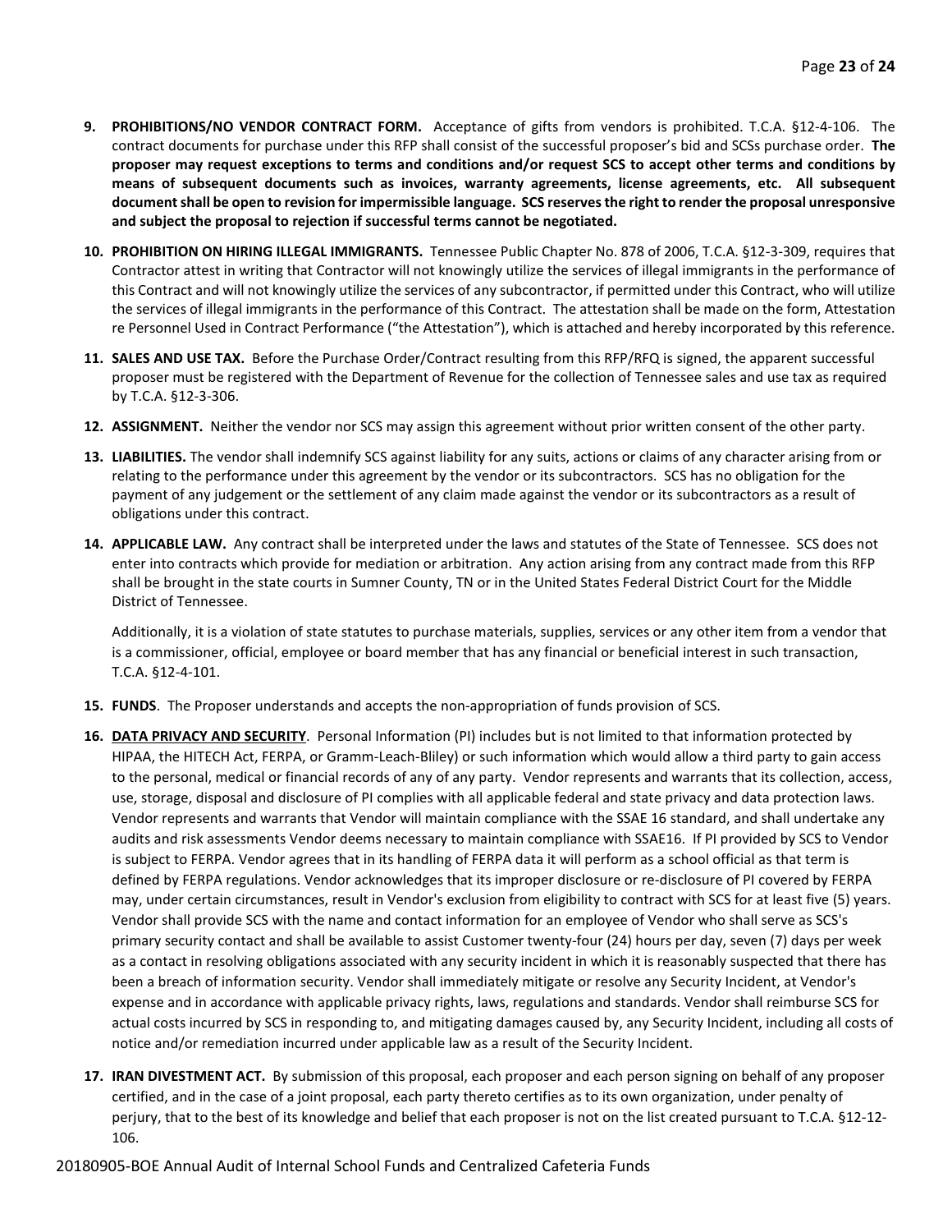9. **PROHIBITIONS/NO VENDOR CONTRACT FORM.** Acceptance of gifts from vendors is prohibited. T.C.A. §12-4-106. The contract documents for purchase under this RFP shall consist of the successful proposer's bid and SCSs purchase order. **The proposer may request exceptions to terms and conditions and/or request SCS to accept other terms and conditions by means of subsequent documents such as invoices, warranty agreements, license agreements, etc. All subsequent document shall be open to revision for impermissible language. SCS reserves the right to render the proposal unresponsive and subject the proposal to rejection if successful terms cannot be negotiated.**

10. **PROHIBITION ON HIRING ILLEGAL IMMIGRANTS.** Tennessee Public Chapter No. 878 of 2006, T.C.A. §12-3-309, requires that Contractor attest in writing that Contractor will not knowingly utilize the services of illegal immigrants in the performance of this Contract and will not knowingly utilize the services of any subcontractor, if permitted under this Contract, who will utilize the services of illegal immigrants in the performance of this Contract. The attestation shall be made on the form, Attestation re Personnel Used in Contract Performance ("the Attestation"), which is attached and hereby incorporated by this reference.

11. **SALES AND USE TAX.** Before the Purchase Order/Contract resulting from this RFP/RFQ is signed, the apparent successful proposer must be registered with the Department of Revenue for the collection of Tennessee sales and use tax as required by T.C.A. §12-3-306.

12. **ASSIGNMENT.** Neither the vendor nor SCS may assign this agreement without prior written consent of the other party.

13. **LIABILITIES.** The vendor shall indemnify SCS against liability for any suits, actions or claims of any character arising from or relating to the performance under this agreement by the vendor or its subcontractors. SCS has no obligation for the payment of any judgement or the settlement of any claim made against the vendor or its subcontractors as a result of obligations under this contract.

14. **APPLICABLE LAW.** Any contract shall be interpreted under the laws and statutes of the State of Tennessee. SCS does not enter into contracts which provide for mediation or arbitration. Any action arising from any contract made from this RFP shall be brought in the state courts in Sumner County, TN or in the United States Federal District Court for the Middle District of Tennessee.

    Additionally, it is a violation of state statutes to purchase materials, supplies, services or any other item from a vendor that is a commissioner, official, employee or board member that has any financial or beneficial interest in such transaction, T.C.A. §12-4-101.

15. **FUNDS**. The Proposer understands and accepts the non-appropriation of funds provision of SCS.

16. **<u>DATA PRIVACY AND SECURITY</u>**. Personal Information (PI) includes but is not limited to that information protected by HIPAA, the HITECH Act, FERPA, or Gramm-Leach-Bliley) or such information which would allow a third party to gain access to the personal, medical or financial records of any of any party. Vendor represents and warrants that its collection, access, use, storage, disposal and disclosure of PI complies with all applicable federal and state privacy and data protection laws. Vendor represents and warrants that Vendor will maintain compliance with the SSAE 16 standard, and shall undertake any audits and risk assessments Vendor deems necessary to maintain compliance with SSAE16. If PI provided by SCS to Vendor is subject to FERPA. Vendor agrees that in its handling of FERPA data it will perform as a school official as that term is defined by FERPA regulations. Vendor acknowledges that its improper disclosure or re-disclosure of PI covered by FERPA may, under certain circumstances, result in Vendor's exclusion from eligibility to contract with SCS for at least five (5) years. Vendor shall provide SCS with the name and contact information for an employee of Vendor who shall serve as SCS's primary security contact and shall be available to assist Customer twenty-four (24) hours per day, seven (7) days per week as a contact in resolving obligations associated with any security incident in which it is reasonably suspected that there has been a breach of information security. Vendor shall immediately mitigate or resolve any Security Incident, at Vendor's expense and in accordance with applicable privacy rights, laws, regulations and standards. Vendor shall reimburse SCS for actual costs incurred by SCS in responding to, and mitigating damages caused by, any Security Incident, including all costs of notice and/or remediation incurred under applicable law as a result of the Security Incident.

17. **IRAN DIVESTMENT ACT.** By submission of this proposal, each proposer and each person signing on behalf of any proposer certified, and in the case of a joint proposal, each party thereto certifies as to its own organization, under penalty of perjury, that to the best of its knowledge and belief that each proposer is not on the list created pursuant to T.C.A. §12-12-106.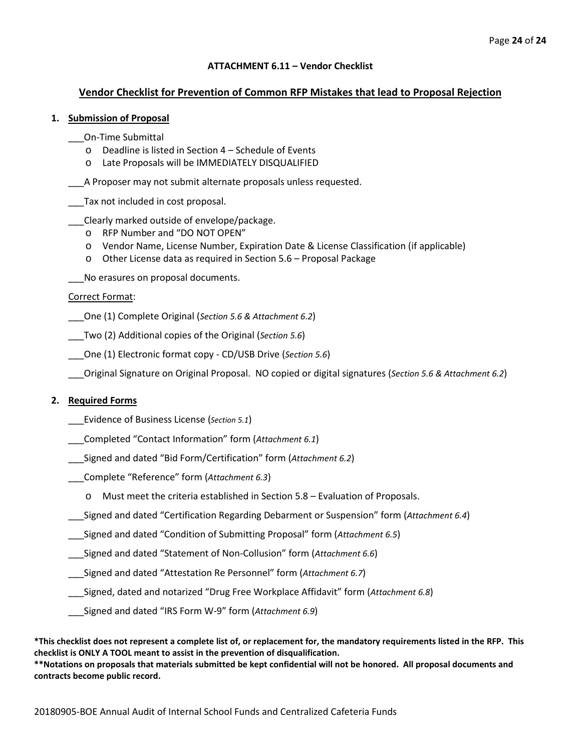**ATTACHMENT 6.11 – Vendor Checklist**

## Vendor Checklist for Prevention of Common RFP Mistakes that lead to Proposal Rejection

**1. Submission of Proposal**

___On-Time Submittal

- Deadline is listed in Section 4 – Schedule of Events
- Late Proposals will be IMMEDIATELY DISQUALIFIED

___A Proposer may not submit alternate proposals unless requested.

___Tax not included in cost proposal.

___Clearly marked outside of envelope/package.

- RFP Number and "DO NOT OPEN"
- Vendor Name, License Number, Expiration Date & License Classification (if applicable)
- Other License data as required in Section 5.6 – Proposal Package

___No erasures on proposal documents.

Correct Format:

___One (1) Complete Original (*Section 5.6 & Attachment 6.2*)

___Two (2) Additional copies of the Original (*Section 5.6*)

___One (1) Electronic format copy - CD/USB Drive (*Section 5.6*)

___Original Signature on Original Proposal. NO copied or digital signatures (*Section 5.6 & Attachment 6.2*)

**2. Required Forms**

___Evidence of Business License (*Section 5.1*)

___Completed "Contact Information" form (*Attachment 6.1*)

___Signed and dated "Bid Form/Certification" form (*Attachment 6.2*)

___Complete "Reference" form (*Attachment 6.3*)

- Must meet the criteria established in Section 5.8 – Evaluation of Proposals.

___Signed and dated "Certification Regarding Debarment or Suspension" form (*Attachment 6.4*)

___Signed and dated "Condition of Submitting Proposal" form (*Attachment 6.5*)

___Signed and dated "Statement of Non-Collusion" form (*Attachment 6.6*)

___Signed and dated "Attestation Re Personnel" form (*Attachment 6.7*)

___Signed, dated and notarized "Drug Free Workplace Affidavit" form (*Attachment 6.8*)

___Signed and dated "IRS Form W-9" form (*Attachment 6.9*)

***This checklist does not represent a complete list of, or replacement for, the mandatory requirements listed in the RFP. This checklist is ONLY A TOOL meant to assist in the prevention of disqualification.**

****Notations on proposals that materials submitted be kept confidential will not be honored. All proposal documents and contracts become public record.**